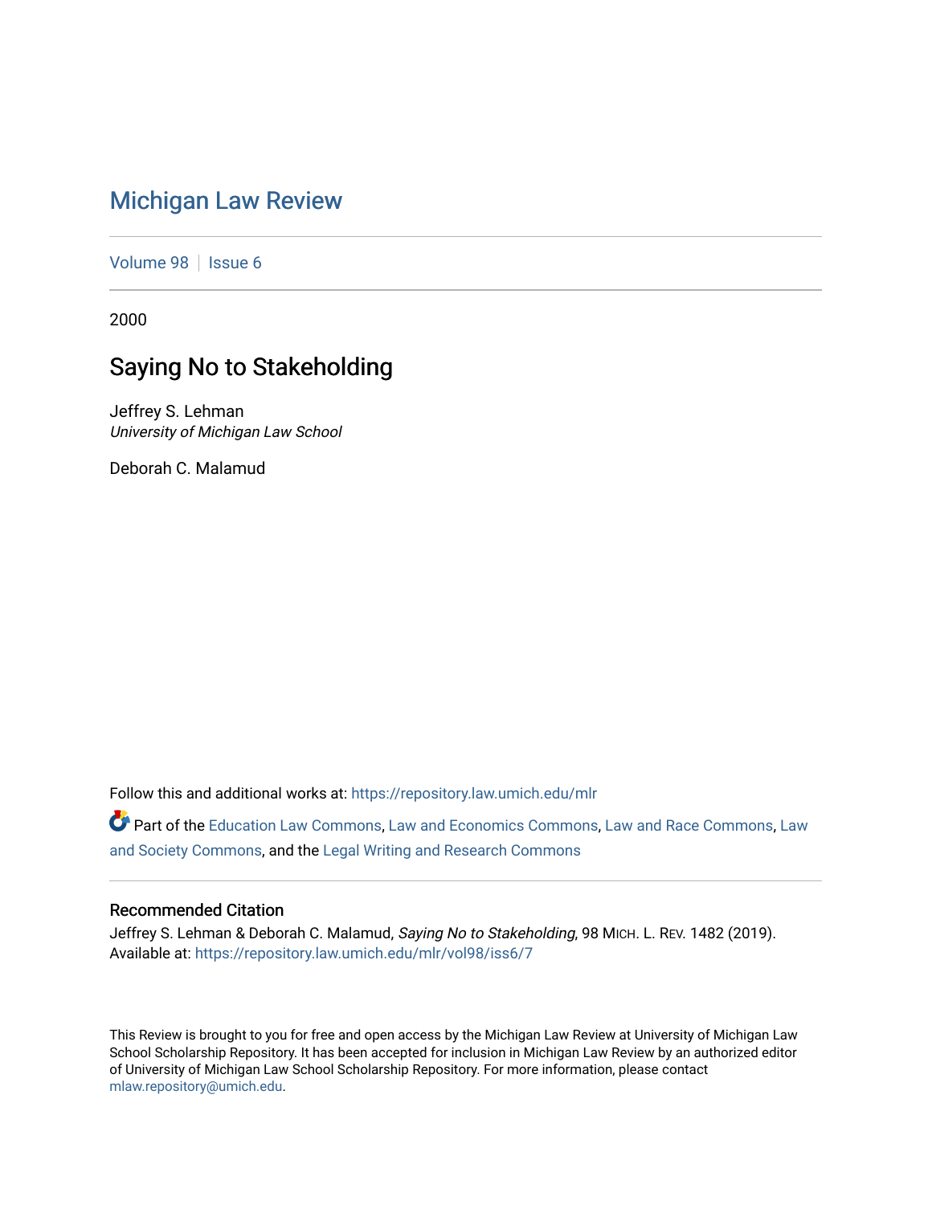# Michigan Law Review

Volume 98 | Issue 6

2000

## Saying No to Stakeholding

Jeffrey S. Lehman
*University of Michigan Law School*

Deborah C. Malamud

Follow this and additional works at: https://repository.law.umich.edu/mlr

Part of the Education Law Commons, Law and Economics Commons, Law and Race Commons, Law and Society Commons, and the Legal Writing and Research Commons

### Recommended Citation

Jeffrey S. Lehman & Deborah C. Malamud, *Saying No to Stakeholding*, 98 MICH. L. REV. 1482 (2019).
Available at: https://repository.law.umich.edu/mlr/vol98/iss6/7

This Review is brought to you for free and open access by the Michigan Law Review at University of Michigan Law School Scholarship Repository. It has been accepted for inclusion in Michigan Law Review by an authorized editor of University of Michigan Law School Scholarship Repository. For more information, please contact mlaw.repository@umich.edu.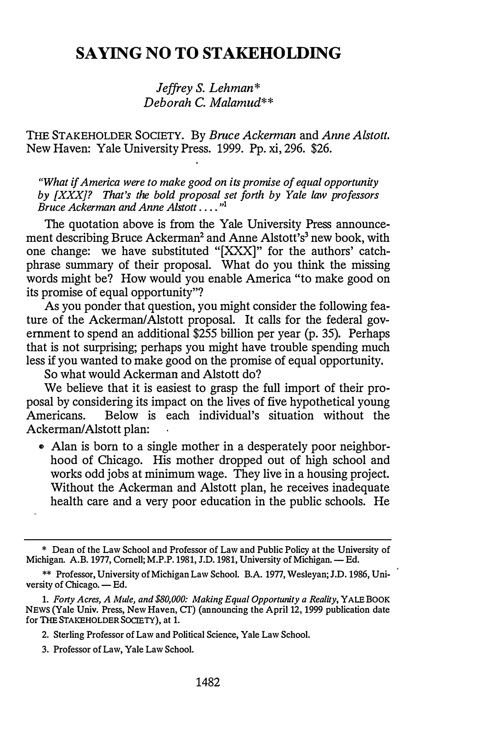# SAYING NO TO STAKEHOLDING

*Jeffrey S. Lehman\**
*Deborah C. Malamud\*\**

THE STAKEHOLDER SOCIETY. By *Bruce Ackerman* and *Anne Alstott.* New Haven: Yale University Press. 1999. Pp. xi, 296. $26.

*"What if America were to make good on its promise of equal opportunity by [XXX]? That's the bold proposal set forth by Yale law professors Bruce Ackerman and Anne Alstott . . . ."*[1]

The quotation above is from the Yale University Press announcement describing Bruce Ackerman[2] and Anne Alstott's[3] new book, with one change: we have substituted "[XXX]" for the authors' catch-phrase summary of their proposal. What do you think the missing words might be? How would you enable America "to make good on its promise of equal opportunity"?

As you ponder that question, you might consider the following feature of the Ackerman/Alstott proposal. It calls for the federal government to spend an additional $255 billion per year (p. 35). Perhaps that is not surprising; perhaps you might have trouble spending much less if you wanted to make good on the promise of equal opportunity.

So what would Ackerman and Alstott do?

We believe that it is easiest to grasp the full import of their proposal by considering its impact on the lives of five hypothetical young Americans. Below is each individual's situation without the Ackerman/Alstott plan:

- Alan is born to a single mother in a desperately poor neighborhood of Chicago. His mother dropped out of high school and works odd jobs at minimum wage. They live in a housing project. Without the Ackerman and Alstott plan, he receives inadequate health care and a very poor education in the public schools. He

---

\* Dean of the Law School and Professor of Law and Public Policy at the University of Michigan. A.B. 1977, Cornell; M.P.P. 1981, J.D. 1981, University of Michigan. — Ed.

\*\* Professor, University of Michigan Law School. B.A. 1977, Wesleyan; J.D. 1986, University of Chicago. — Ed.

1. *Forty Acres, A Mule, and $80,000: Making Equal Opportunity a Reality*, YALE BOOK NEWS (Yale Univ. Press, New Haven, CT) (announcing the April 12, 1999 publication date for THE STAKEHOLDER SOCIETY), at 1.

2. Sterling Professor of Law and Political Science, Yale Law School.

3. Professor of Law, Yale Law School.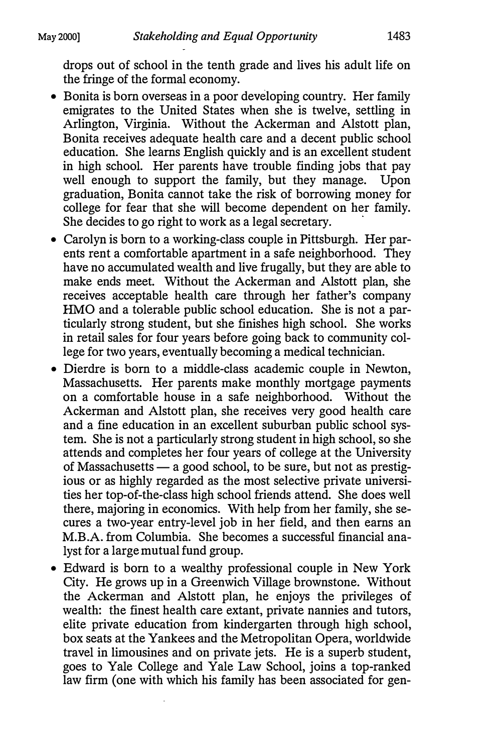drops out of school in the tenth grade and lives his adult life on the fringe of the formal economy.

- Bonita is born overseas in a poor developing country. Her family emigrates to the United States when she is twelve, settling in Arlington, Virginia. Without the Ackerman and Alstott plan, Bonita receives adequate health care and a decent public school education. She learns English quickly and is an excellent student in high school. Her parents have trouble finding jobs that pay well enough to support the family, but they manage. Upon graduation, Bonita cannot take the risk of borrowing money for college for fear that she will become dependent on her family. She decides to go right to work as a legal secretary.
- Carolyn is born to a working-class couple in Pittsburgh. Her parents rent a comfortable apartment in a safe neighborhood. They have no accumulated wealth and live frugally, but they are able to make ends meet. Without the Ackerman and Alstott plan, she receives acceptable health care through her father's company HMO and a tolerable public school education. She is not a particularly strong student, but she finishes high school. She works in retail sales for four years before going back to community college for two years, eventually becoming a medical technician.
- Dierdre is born to a middle-class academic couple in Newton, Massachusetts. Her parents make monthly mortgage payments on a comfortable house in a safe neighborhood. Without the Ackerman and Alstott plan, she receives very good health care and a fine education in an excellent suburban public school system. She is not a particularly strong student in high school, so she attends and completes her four years of college at the University of Massachusetts — a good school, to be sure, but not as prestigious or as highly regarded as the most selective private universities her top-of-the-class high school friends attend. She does well there, majoring in economics. With help from her family, she secures a two-year entry-level job in her field, and then earns an M.B.A. from Columbia. She becomes a successful financial analyst for a large mutual fund group.
- Edward is born to a wealthy professional couple in New York City. He grows up in a Greenwich Village brownstone. Without the Ackerman and Alstott plan, he enjoys the privileges of wealth: the finest health care extant, private nannies and tutors, elite private education from kindergarten through high school, box seats at the Yankees and the Metropolitan Opera, worldwide travel in limousines and on private jets. He is a superb student, goes to Yale College and Yale Law School, joins a top-ranked law firm (one with which his family has been associated for gen-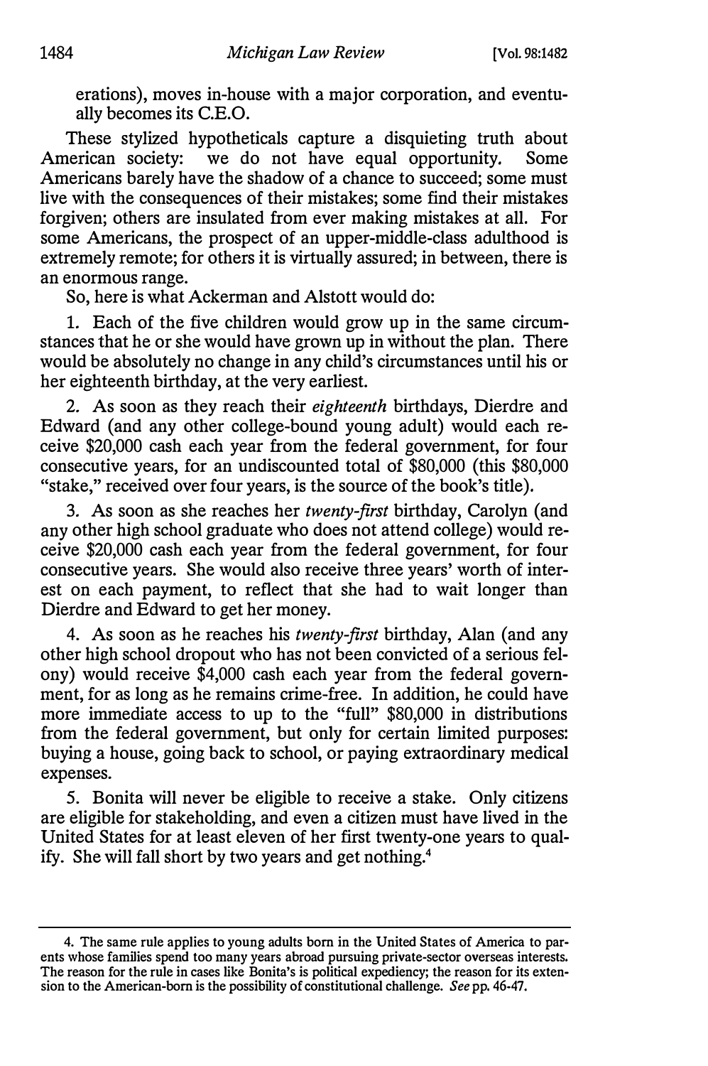erations), moves in-house with a major corporation, and eventually becomes its C.E.O.

These stylized hypotheticals capture a disquieting truth about American society: we do not have equal opportunity. Some Americans barely have the shadow of a chance to succeed; some must live with the consequences of their mistakes; some find their mistakes forgiven; others are insulated from ever making mistakes at all. For some Americans, the prospect of an upper-middle-class adulthood is extremely remote; for others it is virtually assured; in between, there is an enormous range.

So, here is what Ackerman and Alstott would do:

1. Each of the five children would grow up in the same circumstances that he or she would have grown up in without the plan. There would be absolutely no change in any child's circumstances until his or her eighteenth birthday, at the very earliest.

2. As soon as they reach their *eighteenth* birthdays, Dierdre and Edward (and any other college-bound young adult) would each receive $20,000 cash each year from the federal government, for four consecutive years, for an undiscounted total of $80,000 (this $80,000 "stake," received over four years, is the source of the book's title).

3. As soon as she reaches her *twenty-first* birthday, Carolyn (and any other high school graduate who does not attend college) would receive $20,000 cash each year from the federal government, for four consecutive years. She would also receive three years' worth of interest on each payment, to reflect that she had to wait longer than Dierdre and Edward to get her money.

4. As soon as he reaches his *twenty-first* birthday, Alan (and any other high school dropout who has not been convicted of a serious felony) would receive $4,000 cash each year from the federal government, for as long as he remains crime-free. In addition, he could have more immediate access to up to the "full" $80,000 in distributions from the federal government, but only for certain limited purposes: buying a house, going back to school, or paying extraordinary medical expenses.

5. Bonita will never be eligible to receive a stake. Only citizens are eligible for stakeholding, and even a citizen must have lived in the United States for at least eleven of her first twenty-one years to qualify. She will fall short by two years and get nothing.[4]

---

4. The same rule applies to young adults born in the United States of America to parents whose families spend too many years abroad pursuing private-sector overseas interests. The reason for the rule in cases like Bonita's is political expediency; the reason for its extension to the American-born is the possibility of constitutional challenge. *See* pp. 46-47.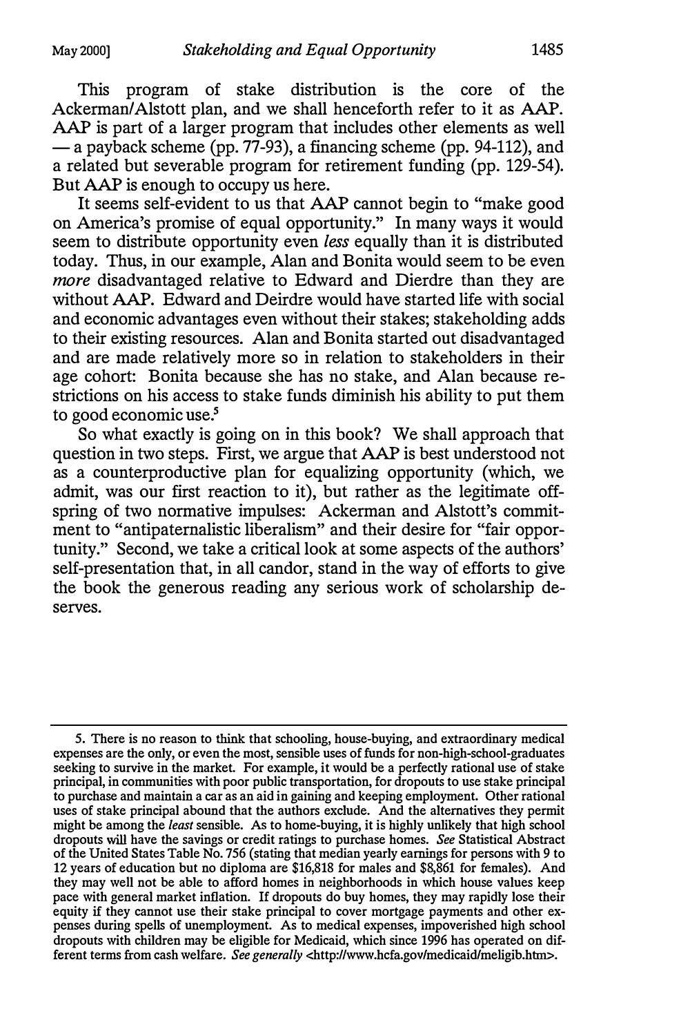This program of stake distribution is the core of the Ackerman/Alstott plan, and we shall henceforth refer to it as AAP. AAP is part of a larger program that includes other elements as well — a payback scheme (pp. 77-93), a financing scheme (pp. 94-112), and a related but severable program for retirement funding (pp. 129-54). But AAP is enough to occupy us here.

It seems self-evident to us that AAP cannot begin to "make good on America's promise of equal opportunity." In many ways it would seem to distribute opportunity even *less* equally than it is distributed today. Thus, in our example, Alan and Bonita would seem to be even *more* disadvantaged relative to Edward and Dierdre than they are without AAP. Edward and Deirdre would have started life with social and economic advantages even without their stakes; stakeholding adds to their existing resources. Alan and Bonita started out disadvantaged and are made relatively more so in relation to stakeholders in their age cohort: Bonita because she has no stake, and Alan because restrictions on his access to stake funds diminish his ability to put them to good economic use.[5]

So what exactly is going on in this book? We shall approach that question in two steps. First, we argue that AAP is best understood not as a counterproductive plan for equalizing opportunity (which, we admit, was our first reaction to it), but rather as the legitimate offspring of two normative impulses: Ackerman and Alstott's commitment to "antipaternalistic liberalism" and their desire for "fair opportunity." Second, we take a critical look at some aspects of the authors' self-presentation that, in all candor, stand in the way of efforts to give the book the generous reading any serious work of scholarship deserves.

---

5. There is no reason to think that schooling, house-buying, and extraordinary medical expenses are the only, or even the most, sensible uses of funds for non-high-school-graduates seeking to survive in the market. For example, it would be a perfectly rational use of stake principal, in communities with poor public transportation, for dropouts to use stake principal to purchase and maintain a car as an aid in gaining and keeping employment. Other rational uses of stake principal abound that the authors exclude. And the alternatives they permit might be among the *least* sensible. As to home-buying, it is highly unlikely that high school dropouts will have the savings or credit ratings to purchase homes. *See* Statistical Abstract of the United States Table No. 756 (stating that median yearly earnings for persons with 9 to 12 years of education but no diploma are $16,818 for males and $8,861 for females). And they may well not be able to afford homes in neighborhoods in which house values keep pace with general market inflation. If dropouts do buy homes, they may rapidly lose their equity if they cannot use their stake principal to cover mortgage payments and other expenses during spells of unemployment. As to medical expenses, impoverished high school dropouts with children may be eligible for Medicaid, which since 1996 has operated on different terms from cash welfare. *See generally* <http://www.hcfa.gov/medicaid/meligib.htm>.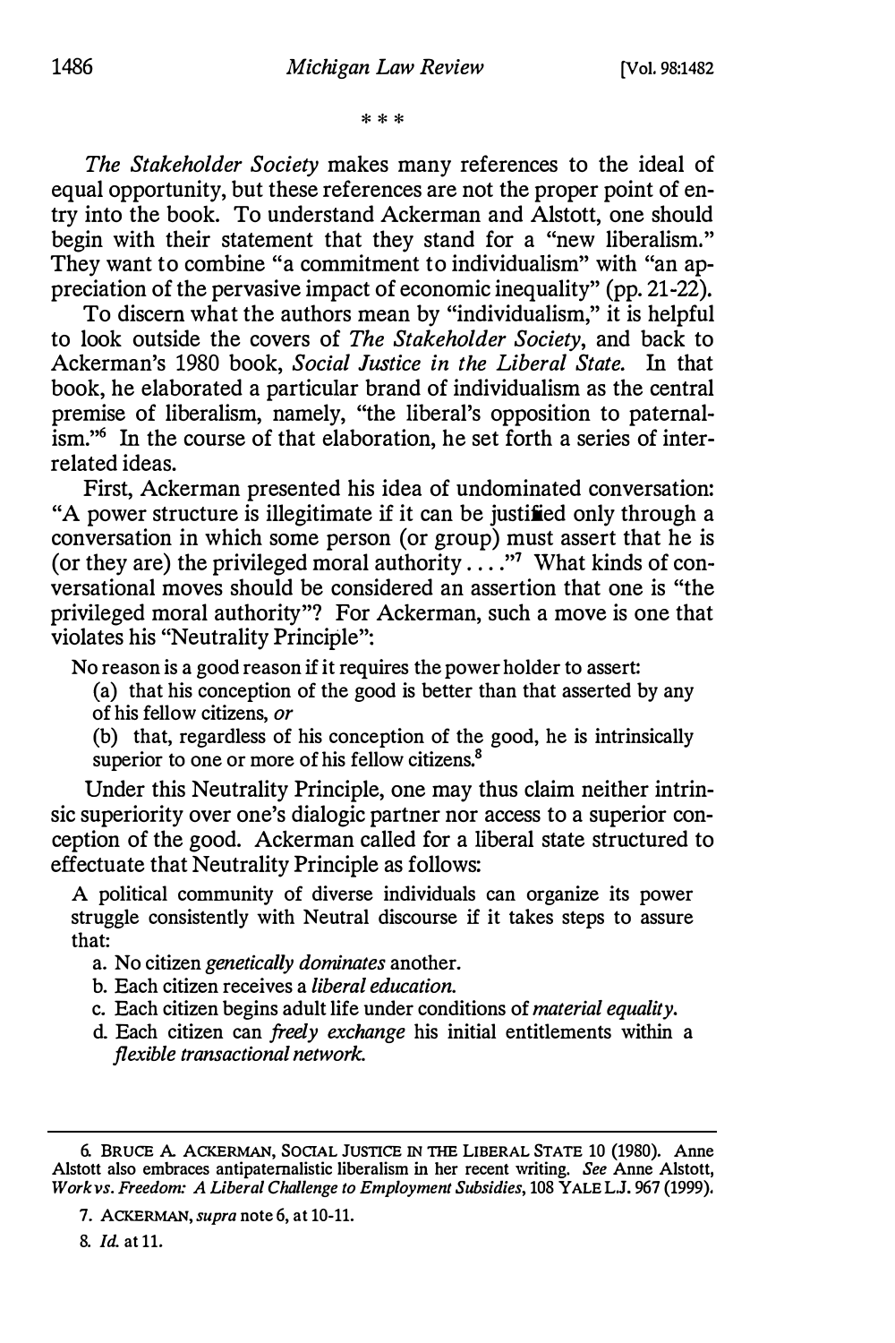\* \* \*

*The Stakeholder Society* makes many references to the ideal of equal opportunity, but these references are not the proper point of entry into the book. To understand Ackerman and Alstott, one should begin with their statement that they stand for a "new liberalism." They want to combine "a commitment to individualism" with "an appreciation of the pervasive impact of economic inequality" (pp. 21-22).

To discern what the authors mean by "individualism," it is helpful to look outside the covers of *The Stakeholder Society*, and back to Ackerman's 1980 book, *Social Justice in the Liberal State*. In that book, he elaborated a particular brand of individualism as the central premise of liberalism, namely, "the liberal's opposition to paternalism."[6] In the course of that elaboration, he set forth a series of interrelated ideas.

First, Ackerman presented his idea of undominated conversation: "A power structure is illegitimate if it can be justified only through a conversation in which some person (or group) must assert that he is (or they are) the privileged moral authority . . . ."[7] What kinds of conversational moves should be considered an assertion that one is "the privileged moral authority"? For Ackerman, such a move is one that violates his "Neutrality Principle":

> No reason is a good reason if it requires the power holder to assert:
>
> (a) that his conception of the good is better than that asserted by any of his fellow citizens, *or*
>
> (b) that, regardless of his conception of the good, he is intrinsically superior to one or more of his fellow citizens.[8]

Under this Neutrality Principle, one may thus claim neither intrinsic superiority over one's dialogic partner nor access to a superior conception of the good. Ackerman called for a liberal state structured to effectuate that Neutrality Principle as follows:

> A political community of diverse individuals can organize its power struggle consistently with Neutral discourse if it takes steps to assure that:
>
> a. No citizen *genetically dominates* another.
> b. Each citizen receives a *liberal education*.
> c. Each citizen begins adult life under conditions of *material equality*.
> d. Each citizen can *freely exchange* his initial entitlements within a *flexible transactional network*.

---

6. BRUCE A. ACKERMAN, SOCIAL JUSTICE IN THE LIBERAL STATE 10 (1980). Anne Alstott also embraces antipaternalistic liberalism in her recent writing. *See* Anne Alstott, *Work vs. Freedom: A Liberal Challenge to Employment Subsidies*, 108 YALE L.J. 967 (1999).

7. ACKERMAN, *supra* note 6, at 10-11.

8. *Id.* at 11.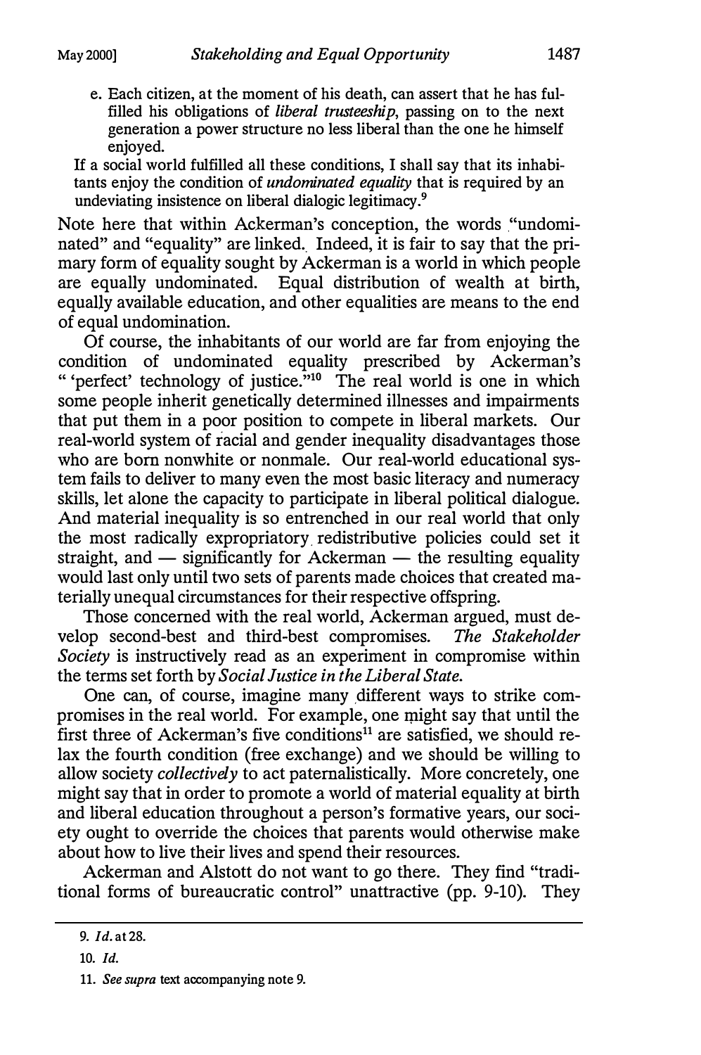> e. Each citizen, at the moment of his death, can assert that he has fulfilled his obligations of *liberal trusteeship*, passing on to the next generation a power structure no less liberal than the one he himself enjoyed.
>
> If a social world fulfilled all these conditions, I shall say that its inhabitants enjoy the condition of *undominated equality* that is required by an undeviating insistence on liberal dialogic legitimacy.[9]

Note here that within Ackerman's conception, the words "undominated" and "equality" are linked. Indeed, it is fair to say that the primary form of equality sought by Ackerman is a world in which people are equally undominated. Equal distribution of wealth at birth, equally available education, and other equalities are means to the end of equal undomination.

Of course, the inhabitants of our world are far from enjoying the condition of undominated equality prescribed by Ackerman's " 'perfect' technology of justice."[10] The real world is one in which some people inherit genetically determined illnesses and impairments that put them in a poor position to compete in liberal markets. Our real-world system of racial and gender inequality disadvantages those who are born nonwhite or nonmale. Our real-world educational system fails to deliver to many even the most basic literacy and numeracy skills, let alone the capacity to participate in liberal political dialogue. And material inequality is so entrenched in our real world that only the most radically expropriatory redistributive policies could set it straight, and — significantly for Ackerman — the resulting equality would last only until two sets of parents made choices that created materially unequal circumstances for their respective offspring.

Those concerned with the real world, Ackerman argued, must develop second-best and third-best compromises. *The Stakeholder Society* is instructively read as an experiment in compromise within the terms set forth by *Social Justice in the Liberal State*.

One can, of course, imagine many different ways to strike compromises in the real world. For example, one might say that until the first three of Ackerman's five conditions[11] are satisfied, we should relax the fourth condition (free exchange) and we should be willing to allow society *collectively* to act paternalistically. More concretely, one might say that in order to promote a world of material equality at birth and liberal education throughout a person's formative years, our society ought to override the choices that parents would otherwise make about how to live their lives and spend their resources.

Ackerman and Alstott do not want to go there. They find "traditional forms of bureaucratic control" unattractive (pp. 9-10). They

---

9. *Id.* at 28.

10. *Id.*

11. *See supra* text accompanying note 9.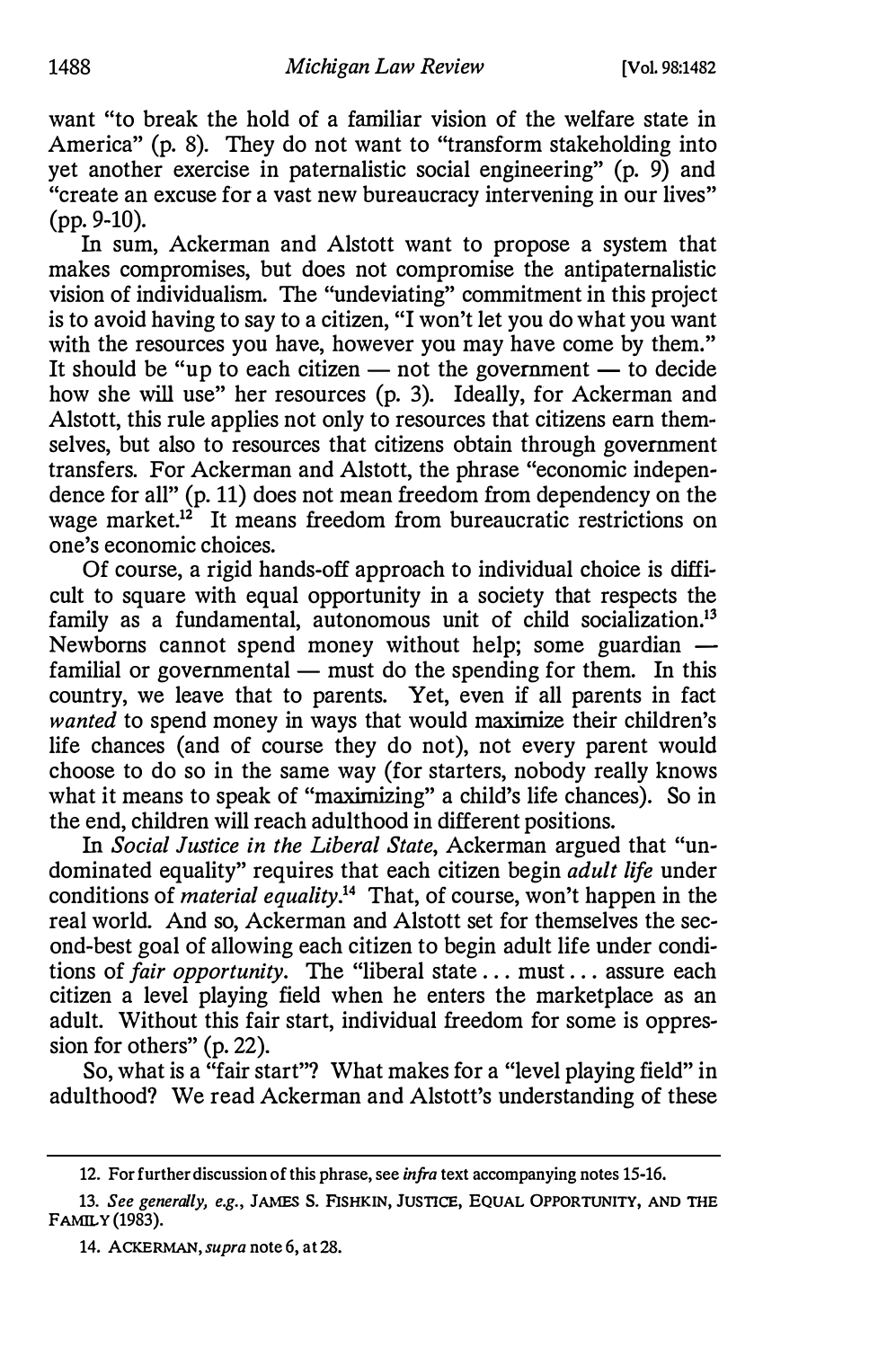want "to break the hold of a familiar vision of the welfare state in America" (p. 8). They do not want to "transform stakeholding into yet another exercise in paternalistic social engineering" (p. 9) and "create an excuse for a vast new bureaucracy intervening in our lives" (pp. 9-10).

In sum, Ackerman and Alstott want to propose a system that makes compromises, but does not compromise the antipaternalistic vision of individualism. The "undeviating" commitment in this project is to avoid having to say to a citizen, "I won't let you do what you want with the resources you have, however you may have come by them." It should be "up to each citizen — not the government — to decide how she will use" her resources (p. 3). Ideally, for Ackerman and Alstott, this rule applies not only to resources that citizens earn themselves, but also to resources that citizens obtain through government transfers. For Ackerman and Alstott, the phrase "economic independence for all" (p. 11) does not mean freedom from dependency on the wage market.[12] It means freedom from bureaucratic restrictions on one's economic choices.

Of course, a rigid hands-off approach to individual choice is difficult to square with equal opportunity in a society that respects the family as a fundamental, autonomous unit of child socialization.[13] Newborns cannot spend money without help; some guardian — familial or governmental — must do the spending for them. In this country, we leave that to parents. Yet, even if all parents in fact *wanted* to spend money in ways that would maximize their children's life chances (and of course they do not), not every parent would choose to do so in the same way (for starters, nobody really knows what it means to speak of "maximizing" a child's life chances). So in the end, children will reach adulthood in different positions.

In *Social Justice in the Liberal State*, Ackerman argued that "undominated equality" requires that each citizen begin *adult life* under conditions of *material equality*.[14] That, of course, won't happen in the real world. And so, Ackerman and Alstott set for themselves the second-best goal of allowing each citizen to begin adult life under conditions of *fair opportunity*. The "liberal state . . . must . . . assure each citizen a level playing field when he enters the marketplace as an adult. Without this fair start, individual freedom for some is oppression for others" (p. 22).

So, what is a "fair start"? What makes for a "level playing field" in adulthood? We read Ackerman and Alstott's understanding of these

---

12. For further discussion of this phrase, see *infra* text accompanying notes 15-16.

13. *See generally, e.g.*, JAMES S. FISHKIN, JUSTICE, EQUAL OPPORTUNITY, AND THE FAMILY (1983).

14. ACKERMAN, *supra* note 6, at 28.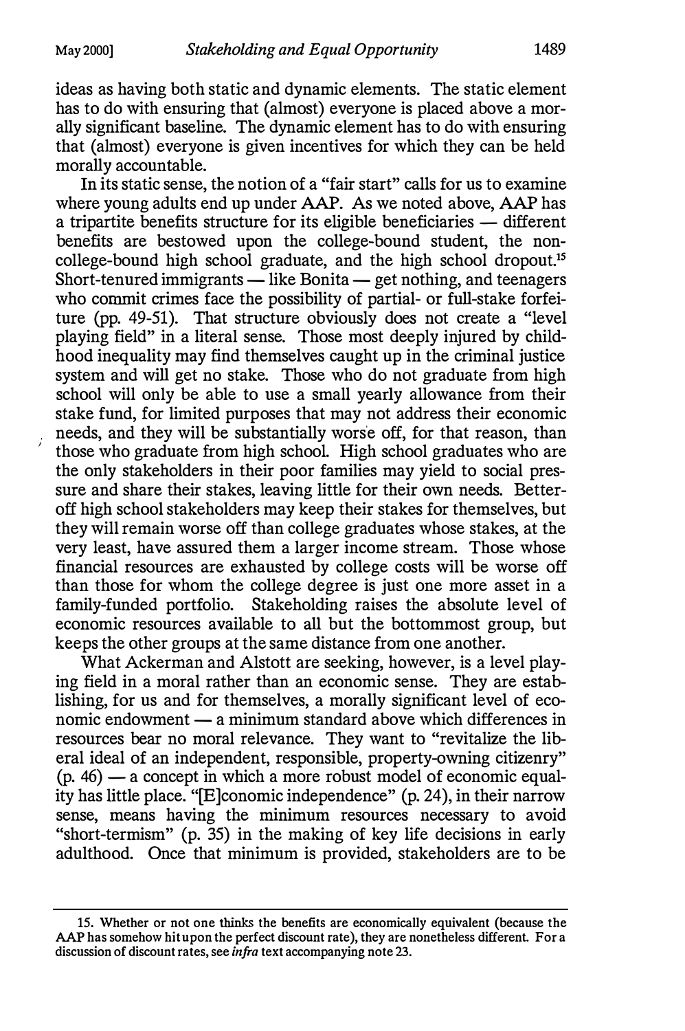ideas as having both static and dynamic elements. The static element has to do with ensuring that (almost) everyone is placed above a morally significant baseline. The dynamic element has to do with ensuring that (almost) everyone is given incentives for which they can be held morally accountable.

In its static sense, the notion of a "fair start" calls for us to examine where young adults end up under AAP. As we noted above, AAP has a tripartite benefits structure for its eligible beneficiaries — different benefits are bestowed upon the college-bound student, the non-college-bound high school graduate, and the high school dropout.[15] Short-tenured immigrants — like Bonita — get nothing, and teenagers who commit crimes face the possibility of partial- or full-stake forfeiture (pp. 49-51). That structure obviously does not create a "level playing field" in a literal sense. Those most deeply injured by childhood inequality may find themselves caught up in the criminal justice system and will get no stake. Those who do not graduate from high school will only be able to use a small yearly allowance from their stake fund, for limited purposes that may not address their economic needs, and they will be substantially worse off, for that reason, than those who graduate from high school. High school graduates who are the only stakeholders in their poor families may yield to social pressure and share their stakes, leaving little for their own needs. Better-off high school stakeholders may keep their stakes for themselves, but they will remain worse off than college graduates whose stakes, at the very least, have assured them a larger income stream. Those whose financial resources are exhausted by college costs will be worse off than those for whom the college degree is just one more asset in a family-funded portfolio. Stakeholding raises the absolute level of economic resources available to all but the bottommost group, but keeps the other groups at the same distance from one another.

What Ackerman and Alstott are seeking, however, is a level playing field in a moral rather than an economic sense. They are establishing, for us and for themselves, a morally significant level of economic endowment — a minimum standard above which differences in resources bear no moral relevance. They want to "revitalize the liberal ideal of an independent, responsible, property-owning citizenry" (p. 46) — a concept in which a more robust model of economic equality has little place. "[E]conomic independence" (p. 24), in their narrow sense, means having the minimum resources necessary to avoid "short-termism" (p. 35) in the making of key life decisions in early adulthood. Once that minimum is provided, stakeholders are to be

15. Whether or not one thinks the benefits are economically equivalent (because the AAP has somehow hit upon the perfect discount rate), they are nonetheless different. For a discussion of discount rates, see *infra* text accompanying note 23.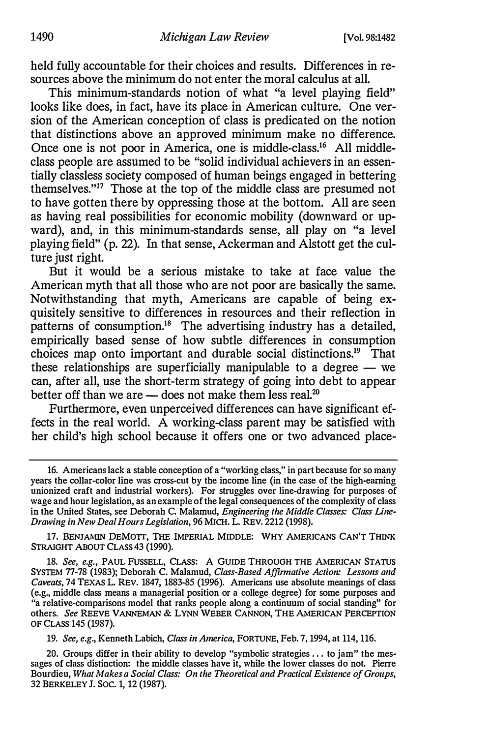held fully accountable for their choices and results. Differences in resources above the minimum do not enter the moral calculus at all.

This minimum-standards notion of what "a level playing field" looks like does, in fact, have its place in American culture. One version of the American conception of class is predicated on the notion that distinctions above an approved minimum make no difference. Once one is not poor in America, one is middle-class.[16] All middle-class people are assumed to be "solid individual achievers in an essentially classless society composed of human beings engaged in bettering themselves."[17] Those at the top of the middle class are presumed not to have gotten there by oppressing those at the bottom. All are seen as having real possibilities for economic mobility (downward or upward), and, in this minimum-standards sense, all play on "a level playing field" (p. 22). In that sense, Ackerman and Alstott get the culture just right.

But it would be a serious mistake to take at face value the American myth that all those who are not poor are basically the same. Notwithstanding that myth, Americans are capable of being exquisitely sensitive to differences in resources and their reflection in patterns of consumption.[18] The advertising industry has a detailed, empirically based sense of how subtle differences in consumption choices map onto important and durable social distinctions.[19] That these relationships are superficially manipulable to a degree — we can, after all, use the short-term strategy of going into debt to appear better off than we are — does not make them less real.[20]

Furthermore, even unperceived differences can have significant effects in the real world. A working-class parent may be satisfied with her child's high school because it offers one or two advanced place-

---

16. Americans lack a stable conception of a "working class," in part because for so many years the collar-color line was cross-cut by the income line (in the case of the high-earning unionized craft and industrial workers). For struggles over line-drawing for purposes of wage and hour legislation, as an example of the legal consequences of the complexity of class in the United States, see Deborah C. Malamud, *Engineering the Middle Classes: Class Line-Drawing in New Deal Hours Legislation*, 96 MICH. L. REV. 2212 (1998).

17. BENJAMIN DEMOTT, THE IMPERIAL MIDDLE: WHY AMERICANS CAN'T THINK STRAIGHT ABOUT CLASS 43 (1990).

18. *See, e.g.*, PAUL FUSSELL, CLASS: A GUIDE THROUGH THE AMERICAN STATUS SYSTEM 77-78 (1983); Deborah C. Malamud, *Class-Based Affirmative Action: Lessons and Caveats*, 74 TEXAS L. REV. 1847, 1883-85 (1996). Americans use absolute meanings of class (e.g., middle class means a managerial position or a college degree) for some purposes and "a relative-comparisons model that ranks people along a continuum of social standing" for others. *See* REEVE VANNEMAN & LYNN WEBER CANNON, THE AMERICAN PERCEPTION OF CLASS 145 (1987).

19. *See, e.g.*, Kenneth Labich, *Class in America*, FORTUNE, Feb. 7, 1994, at 114, 116.

20. Groups differ in their ability to develop "symbolic strategies . . . to jam" the messages of class distinction: the middle classes have it, while the lower classes do not. Pierre Bourdieu, *What Makes a Social Class: On the Theoretical and Practical Existence of Groups*, 32 BERKELEY J. SOC. 1, 12 (1987).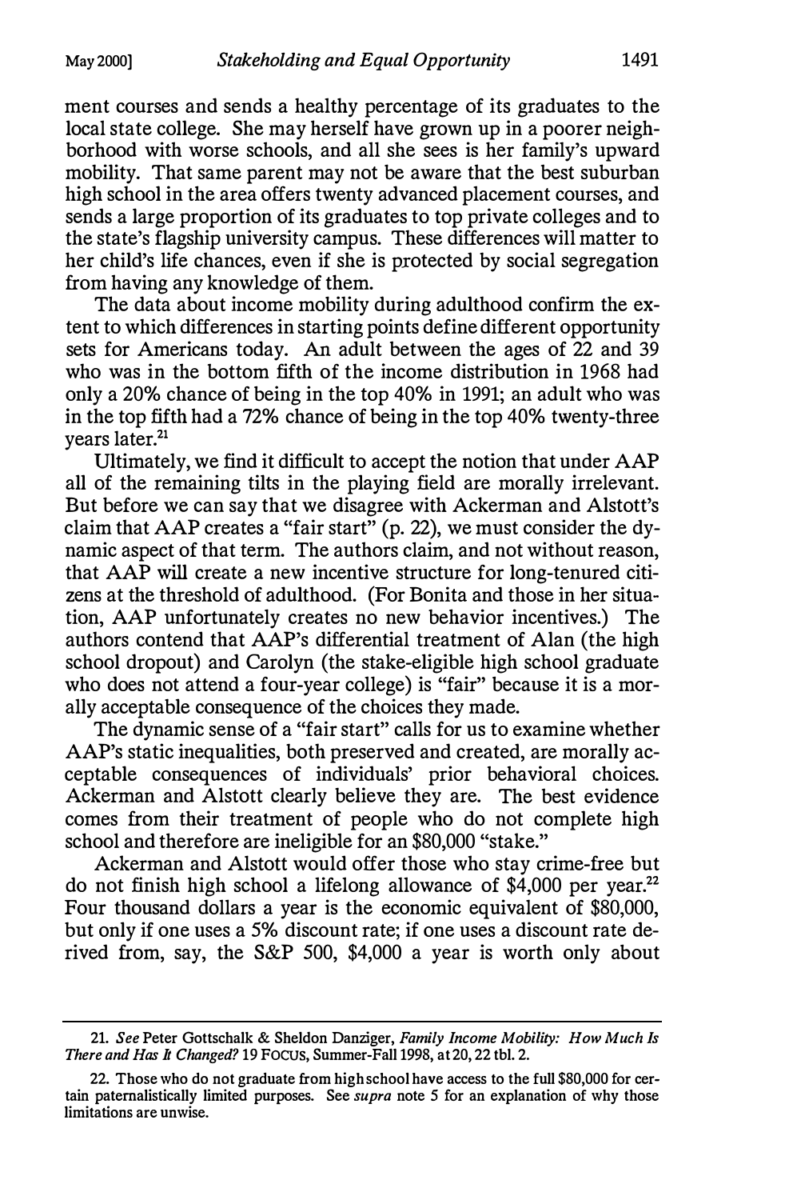ment courses and sends a healthy percentage of its graduates to the local state college. She may herself have grown up in a poorer neighborhood with worse schools, and all she sees is her family's upward mobility. That same parent may not be aware that the best suburban high school in the area offers twenty advanced placement courses, and sends a large proportion of its graduates to top private colleges and to the state's flagship university campus. These differences will matter to her child's life chances, even if she is protected by social segregation from having any knowledge of them.

The data about income mobility during adulthood confirm the extent to which differences in starting points define different opportunity sets for Americans today. An adult between the ages of 22 and 39 who was in the bottom fifth of the income distribution in 1968 had only a 20% chance of being in the top 40% in 1991; an adult who was in the top fifth had a 72% chance of being in the top 40% twenty-three years later.[21]

Ultimately, we find it difficult to accept the notion that under AAP all of the remaining tilts in the playing field are morally irrelevant. But before we can say that we disagree with Ackerman and Alstott's claim that AAP creates a "fair start" (p. 22), we must consider the dynamic aspect of that term. The authors claim, and not without reason, that AAP will create a new incentive structure for long-tenured citizens at the threshold of adulthood. (For Bonita and those in her situation, AAP unfortunately creates no new behavior incentives.) The authors contend that AAP's differential treatment of Alan (the high school dropout) and Carolyn (the stake-eligible high school graduate who does not attend a four-year college) is "fair" because it is a morally acceptable consequence of the choices they made.

The dynamic sense of a "fair start" calls for us to examine whether AAP's static inequalities, both preserved and created, are morally acceptable consequences of individuals' prior behavioral choices. Ackerman and Alstott clearly believe they are. The best evidence comes from their treatment of people who do not complete high school and therefore are ineligible for an $80,000 "stake."

Ackerman and Alstott would offer those who stay crime-free but do not finish high school a lifelong allowance of $4,000 per year.[22] Four thousand dollars a year is the economic equivalent of $80,000, but only if one uses a 5% discount rate; if one uses a discount rate derived from, say, the S&P 500, $4,000 a year is worth only about

---

21. *See* Peter Gottschalk & Sheldon Danziger, *Family Income Mobility: How Much Is There and Has It Changed?* 19 FOCUS, Summer-Fall 1998, at 20, 22 tbl. 2.

22. Those who do not graduate from high school have access to the full $80,000 for certain paternalistically limited purposes. See *supra* note 5 for an explanation of why those limitations are unwise.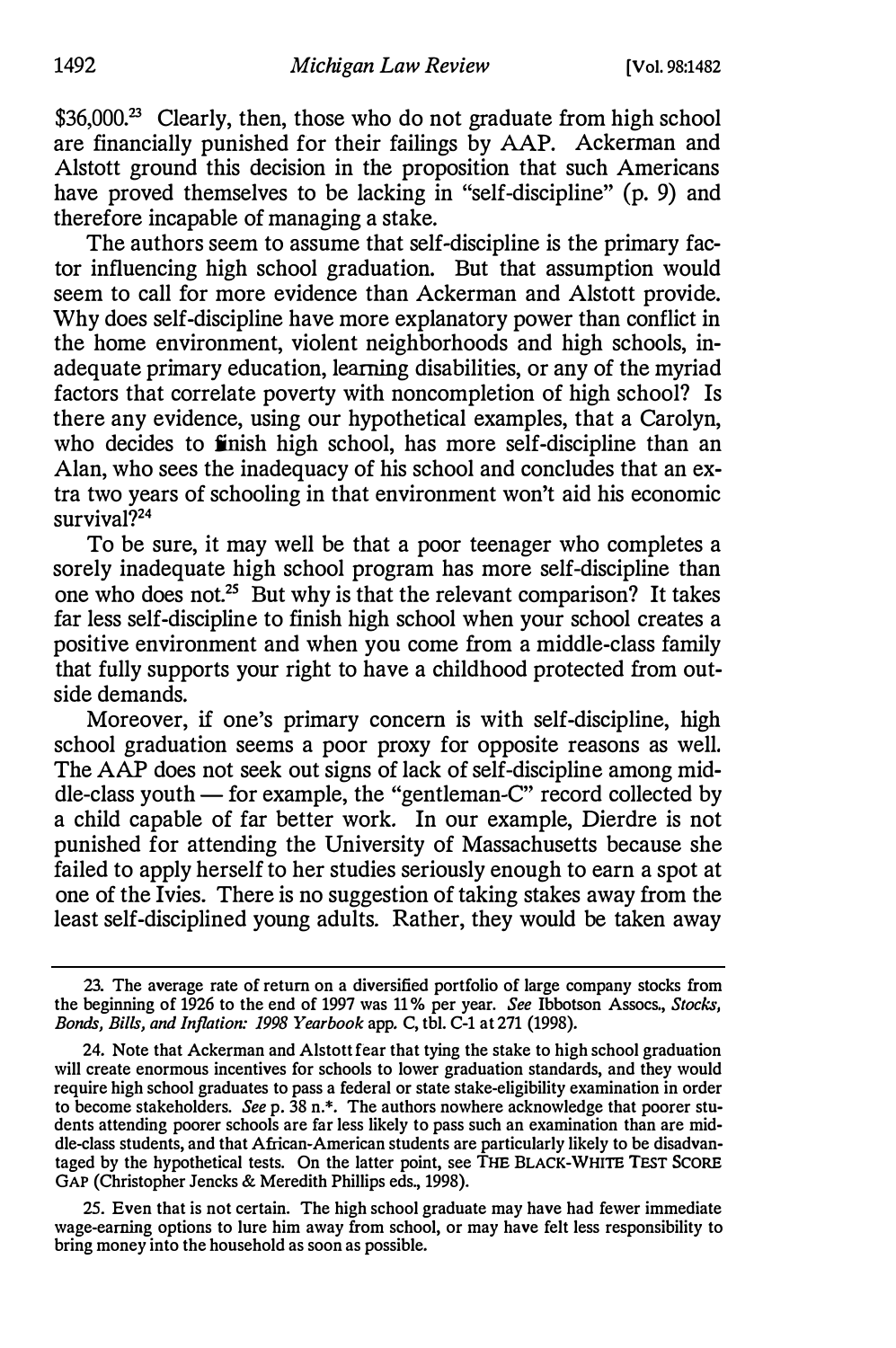$36,000.[23] Clearly, then, those who do not graduate from high school are financially punished for their failings by AAP. Ackerman and Alstott ground this decision in the proposition that such Americans have proved themselves to be lacking in "self-discipline" (p. 9) and therefore incapable of managing a stake.

The authors seem to assume that self-discipline is the primary factor influencing high school graduation. But that assumption would seem to call for more evidence than Ackerman and Alstott provide. Why does self-discipline have more explanatory power than conflict in the home environment, violent neighborhoods and high schools, inadequate primary education, learning disabilities, or any of the myriad factors that correlate poverty with noncompletion of high school? Is there any evidence, using our hypothetical examples, that a Carolyn, who decides to finish high school, has more self-discipline than an Alan, who sees the inadequacy of his school and concludes that an extra two years of schooling in that environment won't aid his economic survival?[24]

To be sure, it may well be that a poor teenager who completes a sorely inadequate high school program has more self-discipline than one who does not.[25] But why is that the relevant comparison? It takes far less self-discipline to finish high school when your school creates a positive environment and when you come from a middle-class family that fully supports your right to have a childhood protected from outside demands.

Moreover, if one's primary concern is with self-discipline, high school graduation seems a poor proxy for opposite reasons as well. The AAP does not seek out signs of lack of self-discipline among middle-class youth — for example, the "gentleman-C" record collected by a child capable of far better work. In our example, Dierdre is not punished for attending the University of Massachusetts because she failed to apply herself to her studies seriously enough to earn a spot at one of the Ivies. There is no suggestion of taking stakes away from the least self-disciplined young adults. Rather, they would be taken away

---

23. The average rate of return on a diversified portfolio of large company stocks from the beginning of 1926 to the end of 1997 was 11% per year. *See* Ibbotson Assocs., *Stocks, Bonds, Bills, and Inflation: 1998 Yearbook* app. C, tbl. C-1 at 271 (1998).

24. Note that Ackerman and Alstott fear that tying the stake to high school graduation will create enormous incentives for schools to lower graduation standards, and they would require high school graduates to pass a federal or state stake-eligibility examination in order to become stakeholders. *See* p. 38 n.*. The authors nowhere acknowledge that poorer students attending poorer schools are far less likely to pass such an examination than are middle-class students, and that African-American students are particularly likely to be disadvantaged by the hypothetical tests. On the latter point, see THE BLACK-WHITE TEST SCORE GAP (Christopher Jencks & Meredith Phillips eds., 1998).

25. Even that is not certain. The high school graduate may have had fewer immediate wage-earning options to lure him away from school, or may have felt less responsibility to bring money into the household as soon as possible.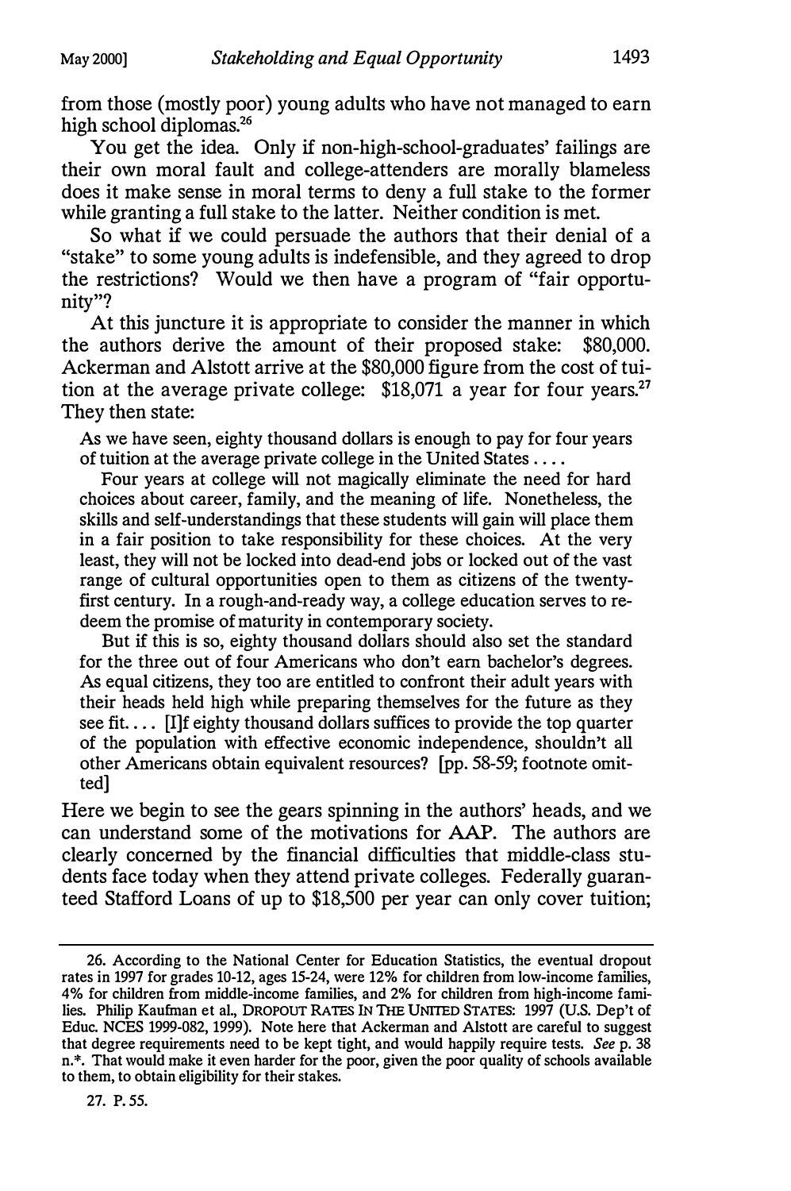from those (mostly poor) young adults who have not managed to earn high school diplomas.[26]

You get the idea. Only if non-high-school-graduates' failings are their own moral fault and college-attenders are morally blameless does it make sense in moral terms to deny a full stake to the former while granting a full stake to the latter. Neither condition is met.

So what if we could persuade the authors that their denial of a "stake" to some young adults is indefensible, and they agreed to drop the restrictions? Would we then have a program of "fair opportunity"?

At this juncture it is appropriate to consider the manner in which the authors derive the amount of their proposed stake: $80,000. Ackerman and Alstott arrive at the $80,000 figure from the cost of tuition at the average private college: $18,071 a year for four years.[27] They then state:

> As we have seen, eighty thousand dollars is enough to pay for four years of tuition at the average private college in the United States . . . .
>
> Four years at college will not magically eliminate the need for hard choices about career, family, and the meaning of life. Nonetheless, the skills and self-understandings that these students will gain will place them in a fair position to take responsibility for these choices. At the very least, they will not be locked into dead-end jobs or locked out of the vast range of cultural opportunities open to them as citizens of the twenty-first century. In a rough-and-ready way, a college education serves to redeem the promise of maturity in contemporary society.
>
> But if this is so, eighty thousand dollars should also set the standard for the three out of four Americans who don't earn bachelor's degrees. As equal citizens, they too are entitled to confront their adult years with their heads held high while preparing themselves for the future as they see fit. . . . [I]f eighty thousand dollars suffices to provide the top quarter of the population with effective economic independence, shouldn't all other Americans obtain equivalent resources? [pp. 58-59; footnote omitted]

Here we begin to see the gears spinning in the authors' heads, and we can understand some of the motivations for AAP. The authors are clearly concerned by the financial difficulties that middle-class students face today when they attend private colleges. Federally guaranteed Stafford Loans of up to $18,500 per year can only cover tuition;

---

26. According to the National Center for Education Statistics, the eventual dropout rates in 1997 for grades 10-12, ages 15-24, were 12% for children from low-income families, 4% for children from middle-income families, and 2% for children from high-income families. Philip Kaufman et al., DROPOUT RATES IN THE UNITED STATES: 1997 (U.S. Dep't of Educ. NCES 1999-082, 1999). Note here that Ackerman and Alstott are careful to suggest that degree requirements need to be kept tight, and would happily require tests. *See* p. 38 n.*. That would make it even harder for the poor, given the poor quality of schools available to them, to obtain eligibility for their stakes.

27. P. 55.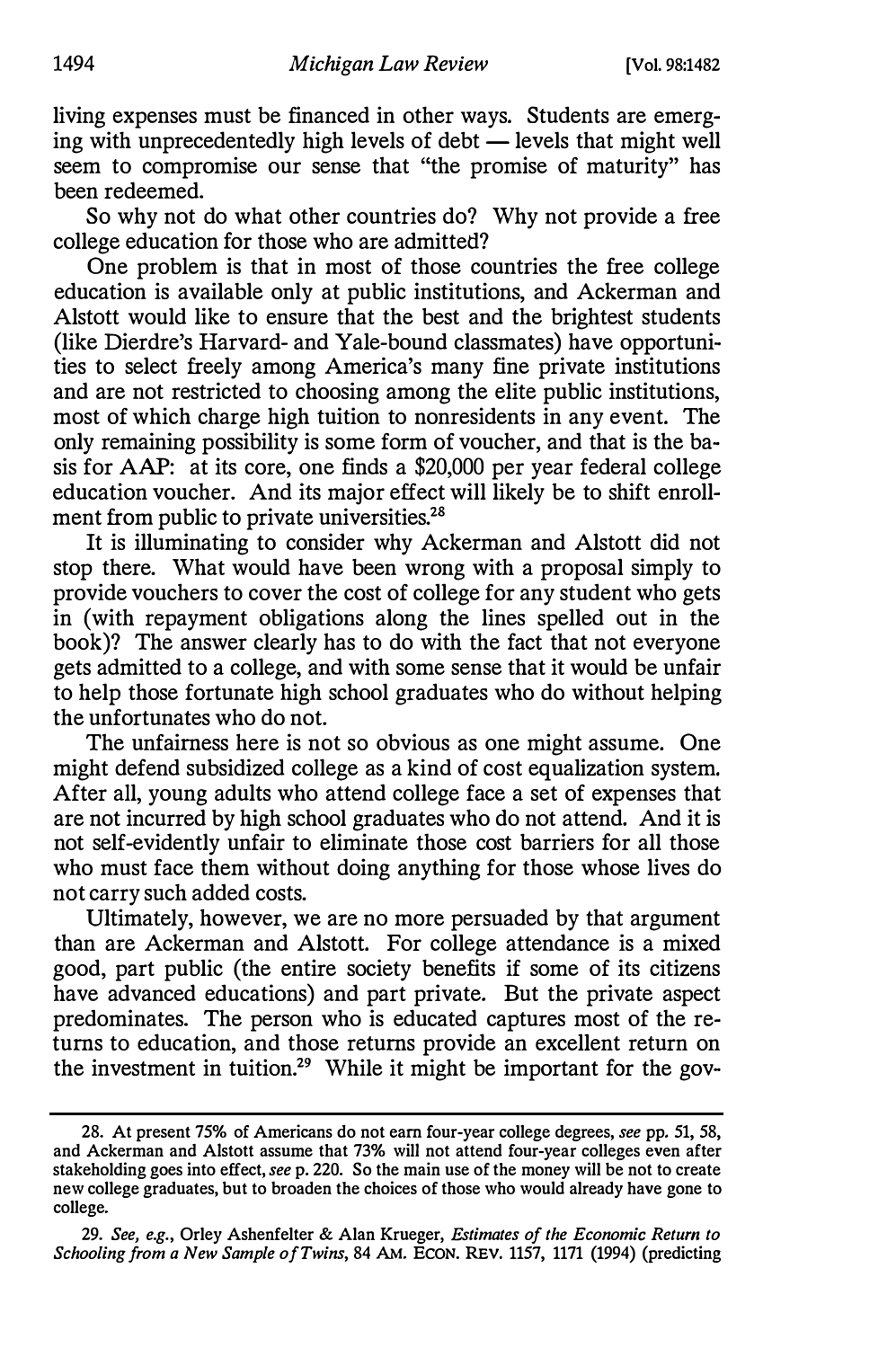living expenses must be financed in other ways. Students are emerging with unprecedentedly high levels of debt — levels that might well seem to compromise our sense that "the promise of maturity" has been redeemed.

So why not do what other countries do? Why not provide a free college education for those who are admitted?

One problem is that in most of those countries the free college education is available only at public institutions, and Ackerman and Alstott would like to ensure that the best and the brightest students (like Dierdre's Harvard- and Yale-bound classmates) have opportunities to select freely among America's many fine private institutions and are not restricted to choosing among the elite public institutions, most of which charge high tuition to nonresidents in any event. The only remaining possibility is some form of voucher, and that is the basis for AAP: at its core, one finds a $20,000 per year federal college education voucher. And its major effect will likely be to shift enrollment from public to private universities.[28]

It is illuminating to consider why Ackerman and Alstott did not stop there. What would have been wrong with a proposal simply to provide vouchers to cover the cost of college for any student who gets in (with repayment obligations along the lines spelled out in the book)? The answer clearly has to do with the fact that not everyone gets admitted to a college, and with some sense that it would be unfair to help those fortunate high school graduates who do without helping the unfortunates who do not.

The unfairness here is not so obvious as one might assume. One might defend subsidized college as a kind of cost equalization system. After all, young adults who attend college face a set of expenses that are not incurred by high school graduates who do not attend. And it is not self-evidently unfair to eliminate those cost barriers for all those who must face them without doing anything for those whose lives do not carry such added costs.

Ultimately, however, we are no more persuaded by that argument than are Ackerman and Alstott. For college attendance is a mixed good, part public (the entire society benefits if some of its citizens have advanced educations) and part private. But the private aspect predominates. The person who is educated captures most of the returns to education, and those returns provide an excellent return on the investment in tuition.[29] While it might be important for the gov-

---

28. At present 75% of Americans do not earn four-year college degrees, *see* pp. 51, 58, and Ackerman and Alstott assume that 73% will not attend four-year colleges even after stakeholding goes into effect, *see* p. 220. So the main use of the money will be not to create new college graduates, but to broaden the choices of those who would already have gone to college.

29. *See, e.g.*, Orley Ashenfelter & Alan Krueger, *Estimates of the Economic Return to Schooling from a New Sample of Twins*, 84 AM. ECON. REV. 1157, 1171 (1994) (predicting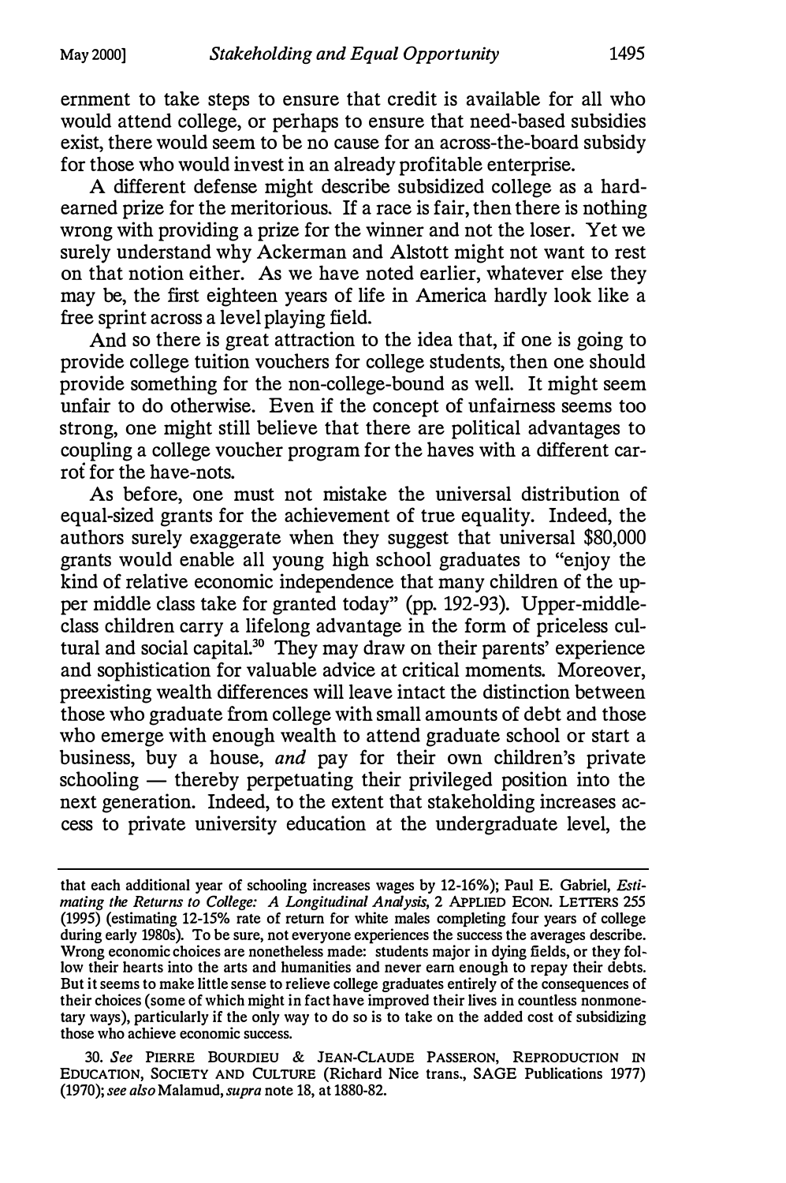ernment to take steps to ensure that credit is available for all who would attend college, or perhaps to ensure that need-based subsidies exist, there would seem to be no cause for an across-the-board subsidy for those who would invest in an already profitable enterprise.

A different defense might describe subsidized college as a hard-earned prize for the meritorious. If a race is fair, then there is nothing wrong with providing a prize for the winner and not the loser. Yet we surely understand why Ackerman and Alstott might not want to rest on that notion either. As we have noted earlier, whatever else they may be, the first eighteen years of life in America hardly look like a free sprint across a level playing field.

And so there is great attraction to the idea that, if one is going to provide college tuition vouchers for college students, then one should provide something for the non-college-bound as well. It might seem unfair to do otherwise. Even if the concept of unfairness seems too strong, one might still believe that there are political advantages to coupling a college voucher program for the haves with a different carrot for the have-nots.

As before, one must not mistake the universal distribution of equal-sized grants for the achievement of true equality. Indeed, the authors surely exaggerate when they suggest that universal $80,000 grants would enable all young high school graduates to "enjoy the kind of relative economic independence that many children of the upper middle class take for granted today" (pp. 192-93). Upper-middle-class children carry a lifelong advantage in the form of priceless cultural and social capital.[30] They may draw on their parents' experience and sophistication for valuable advice at critical moments. Moreover, preexisting wealth differences will leave intact the distinction between those who graduate from college with small amounts of debt and those who emerge with enough wealth to attend graduate school or start a business, buy a house, *and* pay for their own children's private schooling — thereby perpetuating their privileged position into the next generation. Indeed, to the extent that stakeholding increases access to private university education at the undergraduate level, the

---

that each additional year of schooling increases wages by 12-16%); Paul E. Gabriel, *Estimating the Returns to College: A Longitudinal Analysis*, 2 APPLIED ECON. LETTERS 255 (1995) (estimating 12-15% rate of return for white males completing four years of college during early 1980s). To be sure, not everyone experiences the success the averages describe. Wrong economic choices are nonetheless made: students major in dying fields, or they follow their hearts into the arts and humanities and never earn enough to repay their debts. But it seems to make little sense to relieve college graduates entirely of the consequences of their choices (some of which might in fact have improved their lives in countless nonmonetary ways), particularly if the only way to do so is to take on the added cost of subsidizing those who achieve economic success.

30. *See* PIERRE BOURDIEU & JEAN-CLAUDE PASSERON, REPRODUCTION IN EDUCATION, SOCIETY AND CULTURE (Richard Nice trans., SAGE Publications 1977) (1970); *see also* Malamud, *supra* note 18, at 1880-82.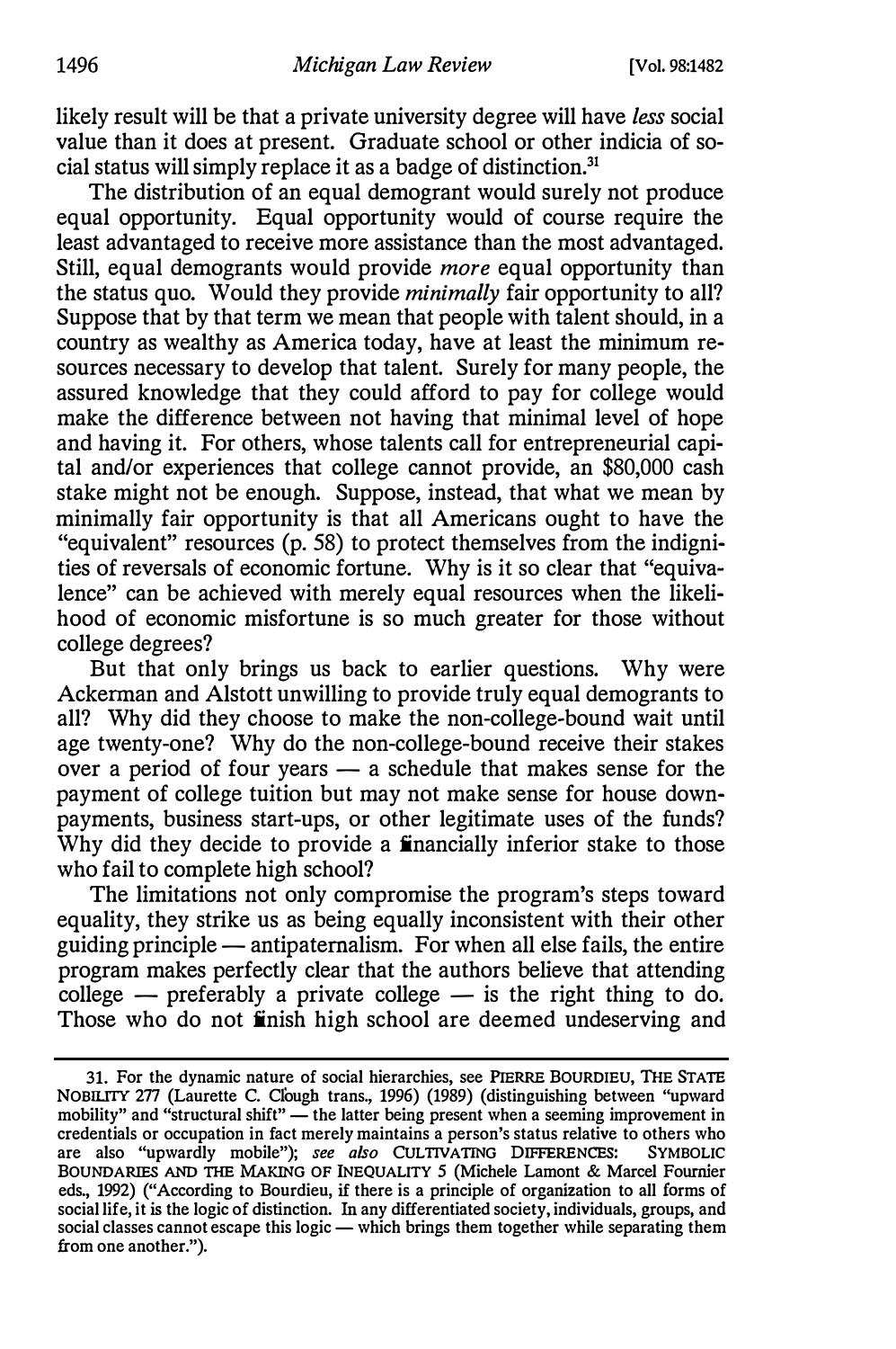likely result will be that a private university degree will have *less* social value than it does at present. Graduate school or other indicia of social status will simply replace it as a badge of distinction.[31]

The distribution of an equal demogrant would surely not produce equal opportunity. Equal opportunity would of course require the least advantaged to receive more assistance than the most advantaged. Still, equal demogrants would provide *more* equal opportunity than the status quo. Would they provide *minimally* fair opportunity to all? Suppose that by that term we mean that people with talent should, in a country as wealthy as America today, have at least the minimum resources necessary to develop that talent. Surely for many people, the assured knowledge that they could afford to pay for college would make the difference between not having that minimal level of hope and having it. For others, whose talents call for entrepreneurial capital and/or experiences that college cannot provide, an $80,000 cash stake might not be enough. Suppose, instead, that what we mean by minimally fair opportunity is that all Americans ought to have the "equivalent" resources (p. 58) to protect themselves from the indignities of reversals of economic fortune. Why is it so clear that "equivalence" can be achieved with merely equal resources when the likelihood of economic misfortune is so much greater for those without college degrees?

But that only brings us back to earlier questions. Why were Ackerman and Alstott unwilling to provide truly equal demogrants to all? Why did they choose to make the non-college-bound wait until age twenty-one? Why do the non-college-bound receive their stakes over a period of four years — a schedule that makes sense for the payment of college tuition but may not make sense for house downpayments, business start-ups, or other legitimate uses of the funds? Why did they decide to provide a financially inferior stake to those who fail to complete high school?

The limitations not only compromise the program's steps toward equality, they strike us as being equally inconsistent with their other guiding principle — antipaternalism. For when all else fails, the entire program makes perfectly clear that the authors believe that attending college — preferably a private college — is the right thing to do. Those who do not finish high school are deemed undeserving and

---

31. For the dynamic nature of social hierarchies, see PIERRE BOURDIEU, THE STATE NOBILITY 277 (Laurette C. Clough trans., 1996) (1989) (distinguishing between "upward mobility" and "structural shift" — the latter being present when a seeming improvement in credentials or occupation in fact merely maintains a person's status relative to others who are also "upwardly mobile"); *see also* CULTIVATING DIFFERENCES: SYMBOLIC BOUNDARIES AND THE MAKING OF INEQUALITY 5 (Michele Lamont & Marcel Fournier eds., 1992) ("According to Bourdieu, if there is a principle of organization to all forms of social life, it is the logic of distinction. In any differentiated society, individuals, groups, and social classes cannot escape this logic — which brings them together while separating them from one another.").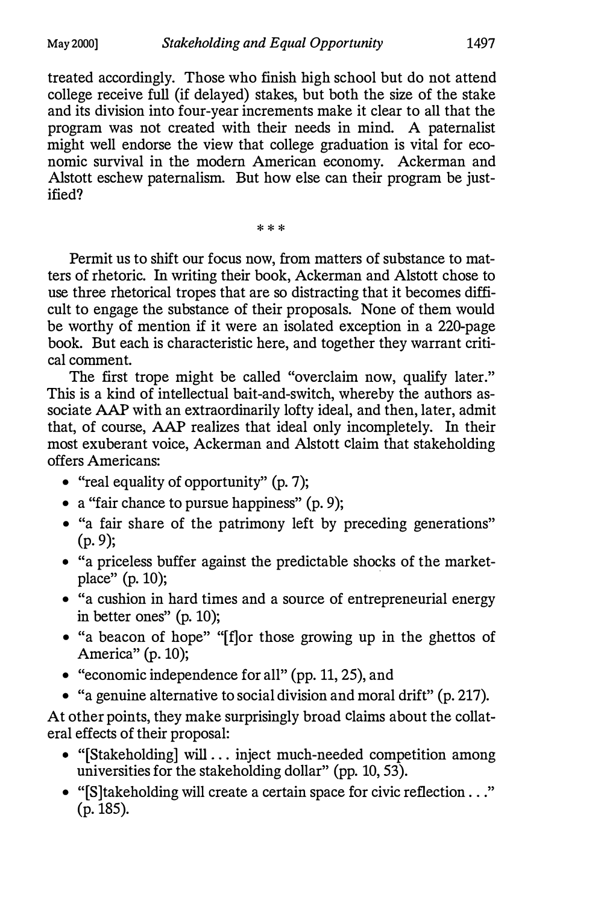treated accordingly. Those who finish high school but do not attend college receive full (if delayed) stakes, but both the size of the stake and its division into four-year increments make it clear to all that the program was not created with their needs in mind. A paternalist might well endorse the view that college graduation is vital for economic survival in the modern American economy. Ackerman and Alstott eschew paternalism. But how else can their program be justified?

\* \* \*

Permit us to shift our focus now, from matters of substance to matters of rhetoric. In writing their book, Ackerman and Alstott chose to use three rhetorical tropes that are so distracting that it becomes difficult to engage the substance of their proposals. None of them would be worthy of mention if it were an isolated exception in a 220-page book. But each is characteristic here, and together they warrant critical comment.

The first trope might be called "overclaim now, qualify later." This is a kind of intellectual bait-and-switch, whereby the authors associate AAP with an extraordinarily lofty ideal, and then, later, admit that, of course, AAP realizes that ideal only incompletely. In their most exuberant voice, Ackerman and Alstott claim that stakeholding offers Americans:

- "real equality of opportunity" (p. 7);
- a "fair chance to pursue happiness" (p. 9);
- "a fair share of the patrimony left by preceding generations" (p. 9);
- "a priceless buffer against the predictable shocks of the marketplace" (p. 10);
- "a cushion in hard times and a source of entrepreneurial energy in better ones" (p. 10);
- "a beacon of hope" "[f]or those growing up in the ghettos of America" (p. 10);
- "economic independence for all" (pp. 11, 25), and
- "a genuine alternative to social division and moral drift" (p. 217).

At other points, they make surprisingly broad claims about the collateral effects of their proposal:

- "[Stakeholding] will . . . inject much-needed competition among universities for the stakeholding dollar" (pp. 10, 53).
- "[S]takeholding will create a certain space for civic reflection . . ." (p. 185).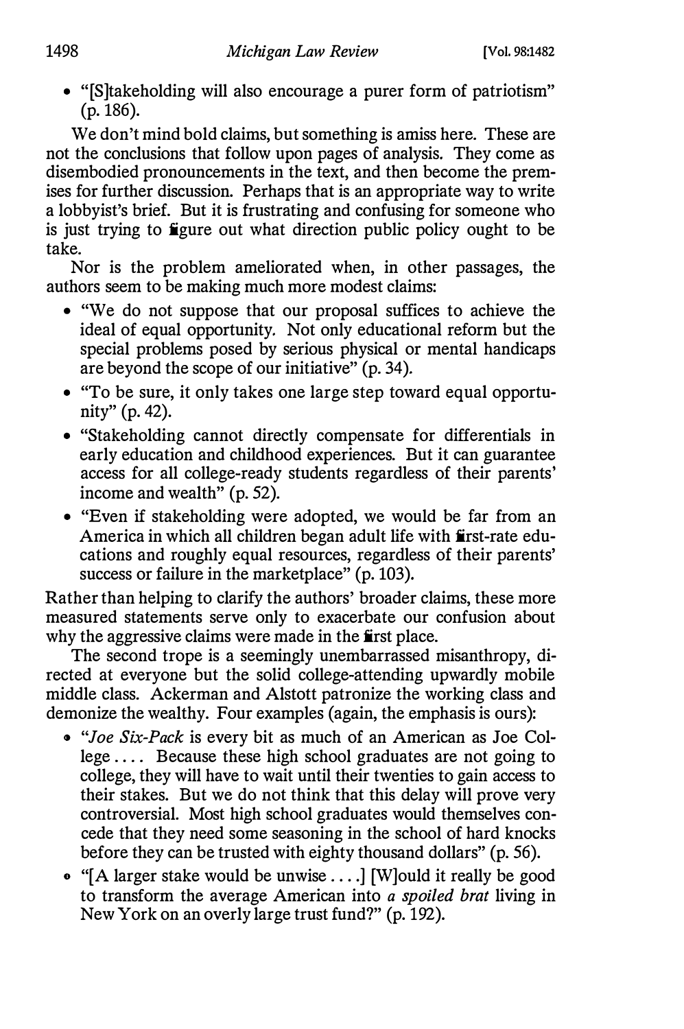- "[S]takeholding will also encourage a purer form of patriotism" (p. 186).

We don't mind bold claims, but something is amiss here. These are not the conclusions that follow upon pages of analysis. They come as disembodied pronouncements in the text, and then become the premises for further discussion. Perhaps that is an appropriate way to write a lobbyist's brief. But it is frustrating and confusing for someone who is just trying to figure out what direction public policy ought to be take.

Nor is the problem ameliorated when, in other passages, the authors seem to be making much more modest claims:

- "We do not suppose that our proposal suffices to achieve the ideal of equal opportunity. Not only educational reform but the special problems posed by serious physical or mental handicaps are beyond the scope of our initiative" (p. 34).
- "To be sure, it only takes one large step toward equal opportunity" (p. 42).
- "Stakeholding cannot directly compensate for differentials in early education and childhood experiences. But it can guarantee access for all college-ready students regardless of their parents' income and wealth" (p. 52).
- "Even if stakeholding were adopted, we would be far from an America in which all children began adult life with first-rate educations and roughly equal resources, regardless of their parents' success or failure in the marketplace" (p. 103).

Rather than helping to clarify the authors' broader claims, these more measured statements serve only to exacerbate our confusion about why the aggressive claims were made in the first place.

The second trope is a seemingly unembarrassed misanthropy, directed at everyone but the solid college-attending upwardly mobile middle class. Ackerman and Alstott patronize the working class and demonize the wealthy. Four examples (again, the emphasis is ours):

- "*Joe Six-Pack* is every bit as much of an American as Joe College .... Because these high school graduates are not going to college, they will have to wait until their twenties to gain access to their stakes. But we do not think that this delay will prove very controversial. Most high school graduates would themselves concede that they need some seasoning in the school of hard knocks before they can be trusted with eighty thousand dollars" (p. 56).
- "[A larger stake would be unwise .... ] [W]ould it really be good to transform the average American into *a spoiled brat* living in New York on an overly large trust fund?" (p. 192).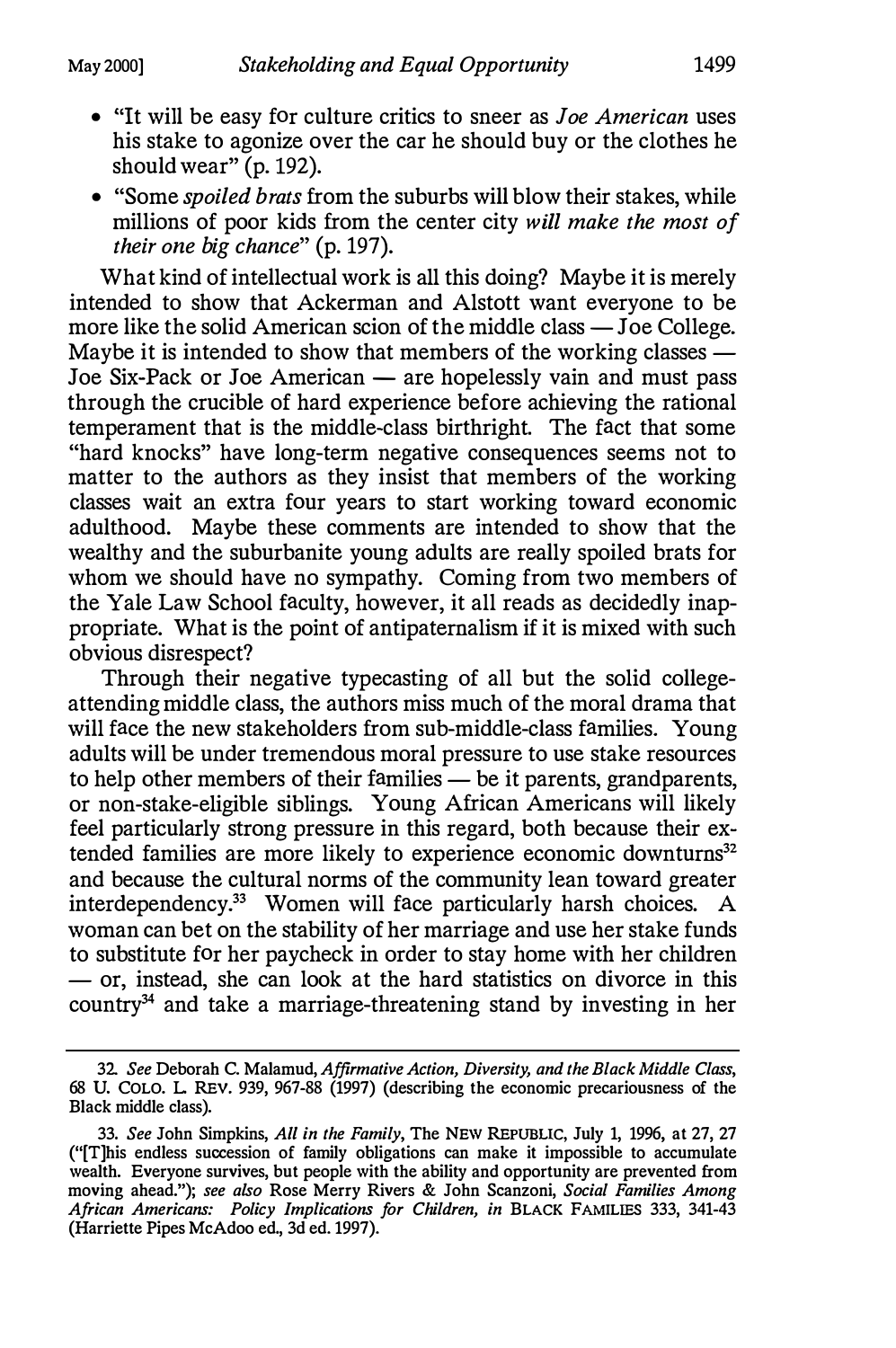- "It will be easy for culture critics to sneer as *Joe American* uses his stake to agonize over the car he should buy or the clothes he should wear" (p. 192).
- "Some *spoiled brats* from the suburbs will blow their stakes, while millions of poor kids from the center city *will make the most of their one big chance*" (p. 197).

What kind of intellectual work is all this doing? Maybe it is merely intended to show that Ackerman and Alstott want everyone to be more like the solid American scion of the middle class — Joe College. Maybe it is intended to show that members of the working classes — Joe Six-Pack or Joe American — are hopelessly vain and must pass through the crucible of hard experience before achieving the rational temperament that is the middle-class birthright. The fact that some "hard knocks" have long-term negative consequences seems not to matter to the authors as they insist that members of the working classes wait an extra four years to start working toward economic adulthood. Maybe these comments are intended to show that the wealthy and the suburbanite young adults are really spoiled brats for whom we should have no sympathy. Coming from two members of the Yale Law School faculty, however, it all reads as decidedly inappropriate. What is the point of antipaternalism if it is mixed with such obvious disrespect?

Through their negative typecasting of all but the solid college-attending middle class, the authors miss much of the moral drama that will face the new stakeholders from sub-middle-class families. Young adults will be under tremendous moral pressure to use stake resources to help other members of their families — be it parents, grandparents, or non-stake-eligible siblings. Young African Americans will likely feel particularly strong pressure in this regard, both because their extended families are more likely to experience economic downturns[32] and because the cultural norms of the community lean toward greater interdependency.[33] Women will face particularly harsh choices. A woman can bet on the stability of her marriage and use her stake funds to substitute for her paycheck in order to stay home with her children — or, instead, she can look at the hard statistics on divorce in this country[34] and take a marriage-threatening stand by investing in her

32. *See* Deborah C. Malamud, *Affirmative Action, Diversity, and the Black Middle Class*, 68 U. COLO. L. REV. 939, 967-88 (1997) (describing the economic precariousness of the Black middle class).

33. *See* John Simpkins, *All in the Family*, The NEW REPUBLIC, July 1, 1996, at 27, 27 ("[T]his endless succession of family obligations can make it impossible to accumulate wealth. Everyone survives, but people with the ability and opportunity are prevented from moving ahead."); *see also* Rose Merry Rivers & John Scanzoni, *Social Families Among African Americans: Policy Implications for Children*, *in* BLACK FAMILIES 333, 341-43 (Harriette Pipes McAdoo ed., 3d ed. 1997).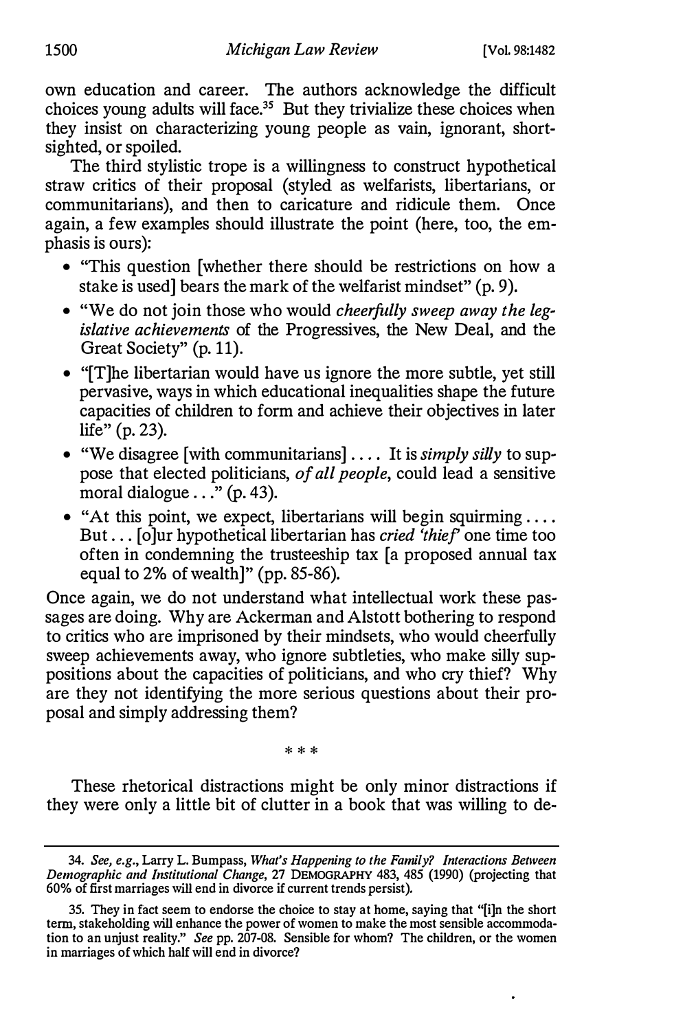own education and career. The authors acknowledge the difficult choices young adults will face.[35] But they trivialize these choices when they insist on characterizing young people as vain, ignorant, short-sighted, or spoiled.

The third stylistic trope is a willingness to construct hypothetical straw critics of their proposal (styled as welfarists, libertarians, or communitarians), and then to caricature and ridicule them. Once again, a few examples should illustrate the point (here, too, the emphasis is ours):

- "This question [whether there should be restrictions on how a stake is used] bears the mark of the welfarist mindset" (p. 9).
- "We do not join those who would *cheerfully sweep away the legislative achievements* of the Progressives, the New Deal, and the Great Society" (p. 11).
- "[T]he libertarian would have us ignore the more subtle, yet still pervasive, ways in which educational inequalities shape the future capacities of children to form and achieve their objectives in later life" (p. 23).
- "We disagree [with communitarians] .... It is *simply silly* to suppose that elected politicians, *of all people*, could lead a sensitive moral dialogue . . ." (p. 43).
- "At this point, we expect, libertarians will begin squirming .... But . . . [o]ur hypothetical libertarian has *cried 'thief'* one time too often in condemning the trusteeship tax [a proposed annual tax equal to 2% of wealth]" (pp. 85-86).

Once again, we do not understand what intellectual work these passages are doing. Why are Ackerman and Alstott bothering to respond to critics who are imprisoned by their mindsets, who would cheerfully sweep achievements away, who ignore subtleties, who make silly suppositions about the capacities of politicians, and who cry thief? Why are they not identifying the more serious questions about their proposal and simply addressing them?

\* \* \*

These rhetorical distractions might be only minor distractions if they were only a little bit of clutter in a book that was willing to de-

---

34. *See, e.g.*, Larry L. Bumpass, *What's Happening to the Family? Interactions Between Demographic and Institutional Change*, 27 DEMOGRAPHY 483, 485 (1990) (projecting that 60% of first marriages will end in divorce if current trends persist).

35. They in fact seem to endorse the choice to stay at home, saying that "[i]n the short term, stakeholding will enhance the power of women to make the most sensible accommodation to an unjust reality." *See* pp. 207-08. Sensible for whom? The children, or the women in marriages of which half will end in divorce?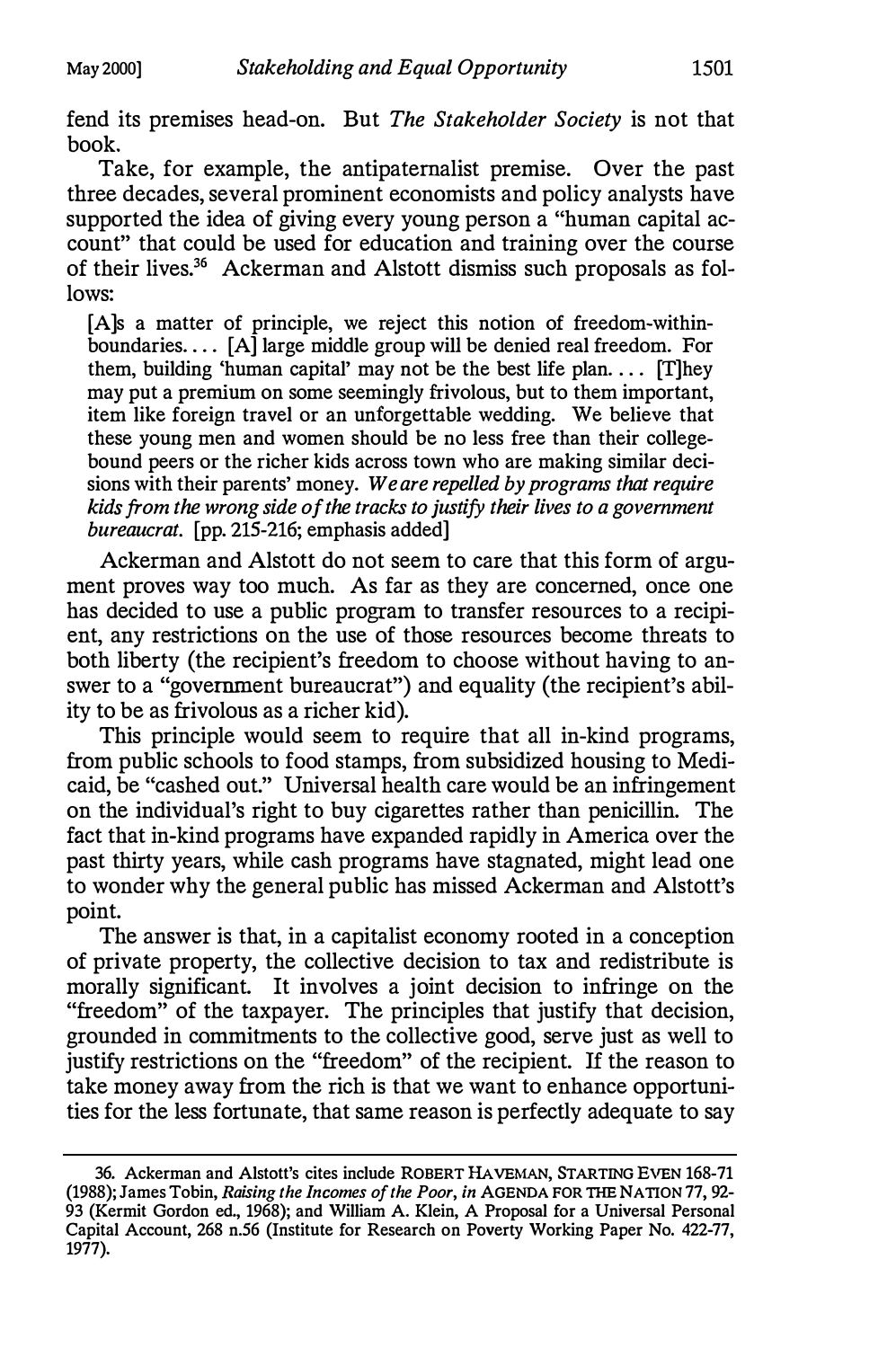fend its premises head-on. But *The Stakeholder Society* is not that book.

Take, for example, the antipaternalist premise. Over the past three decades, several prominent economists and policy analysts have supported the idea of giving every young person a "human capital account" that could be used for education and training over the course of their lives.[36] Ackerman and Alstott dismiss such proposals as follows:

> [A]s a matter of principle, we reject this notion of freedom-within-boundaries.... [A] large middle group will be denied real freedom. For them, building 'human capital' may not be the best life plan.... [T]hey may put a premium on some seemingly frivolous, but to them important, item like foreign travel or an unforgettable wedding. We believe that these young men and women should be no less free than their college-bound peers or the richer kids across town who are making similar decisions with their parents' money. *We are repelled by programs that require kids from the wrong side of the tracks to justify their lives to a government bureaucrat.* [pp. 215-216; emphasis added]

Ackerman and Alstott do not seem to care that this form of argument proves way too much. As far as they are concerned, once one has decided to use a public program to transfer resources to a recipient, any restrictions on the use of those resources become threats to both liberty (the recipient's freedom to choose without having to answer to a "government bureaucrat") and equality (the recipient's ability to be as frivolous as a richer kid).

This principle would seem to require that all in-kind programs, from public schools to food stamps, from subsidized housing to Medicaid, be "cashed out." Universal health care would be an infringement on the individual's right to buy cigarettes rather than penicillin. The fact that in-kind programs have expanded rapidly in America over the past thirty years, while cash programs have stagnated, might lead one to wonder why the general public has missed Ackerman and Alstott's point.

The answer is that, in a capitalist economy rooted in a conception of private property, the collective decision to tax and redistribute is morally significant. It involves a joint decision to infringe on the "freedom" of the taxpayer. The principles that justify that decision, grounded in commitments to the collective good, serve just as well to justify restrictions on the "freedom" of the recipient. If the reason to take money away from the rich is that we want to enhance opportunities for the less fortunate, that same reason is perfectly adequate to say

---

36. Ackerman and Alstott's cites include ROBERT HAVEMAN, STARTING EVEN 168-71 (1988); James Tobin, *Raising the Incomes of the Poor*, *in* AGENDA FOR THE NATION 77, 92-93 (Kermit Gordon ed., 1968); and William A. Klein, A Proposal for a Universal Personal Capital Account, 268 n.56 (Institute for Research on Poverty Working Paper No. 422-77, 1977).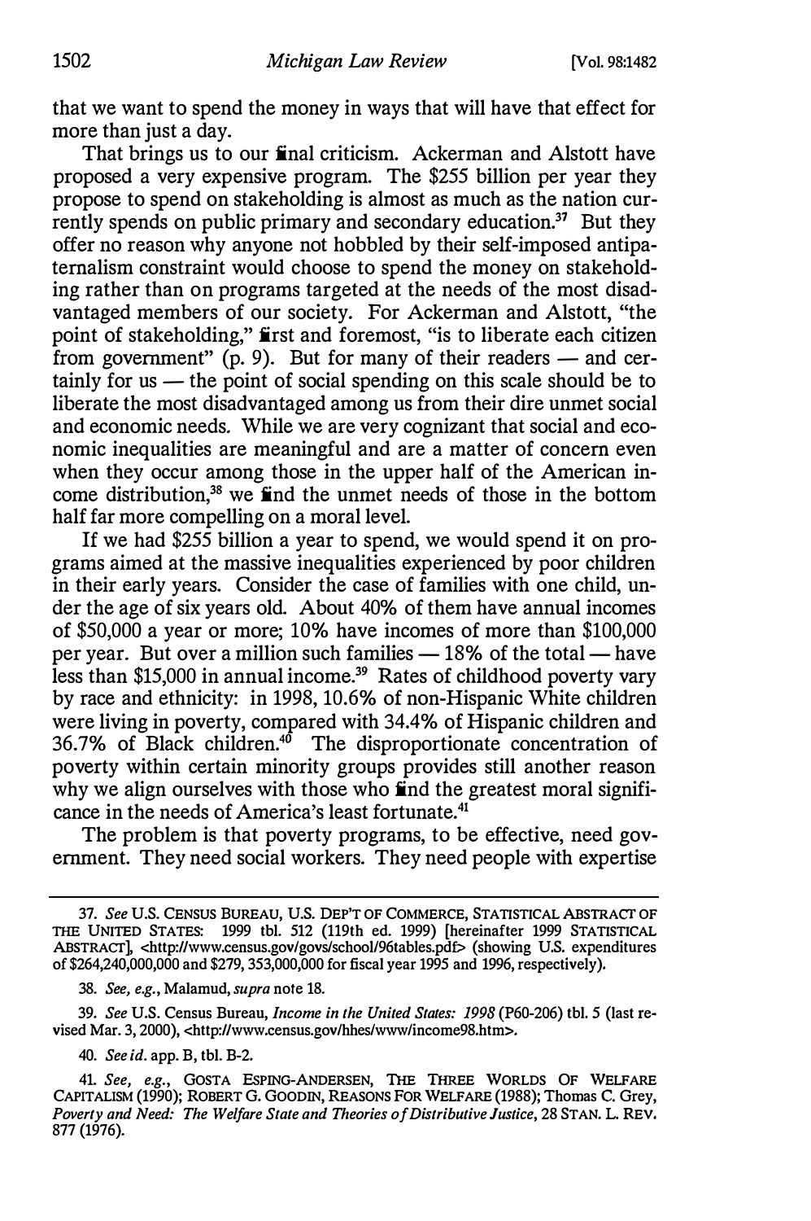that we want to spend the money in ways that will have that effect for more than just a day.

That brings us to our final criticism. Ackerman and Alstott have proposed a very expensive program. The $255 billion per year they propose to spend on stakeholding is almost as much as the nation currently spends on public primary and secondary education.[37] But they offer no reason why anyone not hobbled by their self-imposed antipaternalism constraint would choose to spend the money on stakeholding rather than on programs targeted at the needs of the most disadvantaged members of our society. For Ackerman and Alstott, "the point of stakeholding," first and foremost, "is to liberate each citizen from government" (p. 9). But for many of their readers — and certainly for us — the point of social spending on this scale should be to liberate the most disadvantaged among us from their dire unmet social and economic needs. While we are very cognizant that social and economic inequalities are meaningful and are a matter of concern even when they occur among those in the upper half of the American income distribution,[38] we find the unmet needs of those in the bottom half far more compelling on a moral level.

If we had $255 billion a year to spend, we would spend it on programs aimed at the massive inequalities experienced by poor children in their early years. Consider the case of families with one child, under the age of six years old. About 40% of them have annual incomes of $50,000 a year or more; 10% have incomes of more than $100,000 per year. But over a million such families — 18% of the total — have less than $15,000 in annual income.[39] Rates of childhood poverty vary by race and ethnicity: in 1998, 10.6% of non-Hispanic White children were living in poverty, compared with 34.4% of Hispanic children and 36.7% of Black children.[40] The disproportionate concentration of poverty within certain minority groups provides still another reason why we align ourselves with those who find the greatest moral significance in the needs of America's least fortunate.[41]

The problem is that poverty programs, to be effective, need government. They need social workers. They need people with expertise

---

37. *See* U.S. CENSUS BUREAU, U.S. DEP'T OF COMMERCE, STATISTICAL ABSTRACT OF THE UNITED STATES: 1999 tbl. 512 (119th ed. 1999) [hereinafter 1999 STATISTICAL ABSTRACT], <http://www.census.gov/govs/school/96tables.pdf> (showing U.S. expenditures of $264,240,000,000 and $279,353,000,000 for fiscal year 1995 and 1996, respectively).

38. *See, e.g.*, Malamud, *supra* note 18.

39. *See* U.S. Census Bureau, *Income in the United States: 1998* (P60-206) tbl. 5 (last revised Mar. 3, 2000), <http://www.census.gov/hhes/www/income98.htm>.

40. *See id.* app. B, tbl. B-2.

41. *See, e.g.*, GOSTA ESPING-ANDERSEN, THE THREE WORLDS OF WELFARE CAPITALISM (1990); ROBERT G. GOODIN, REASONS FOR WELFARE (1988); Thomas C. Grey, *Poverty and Need: The Welfare State and Theories of Distributive Justice*, 28 STAN. L. REV. 877 (1976).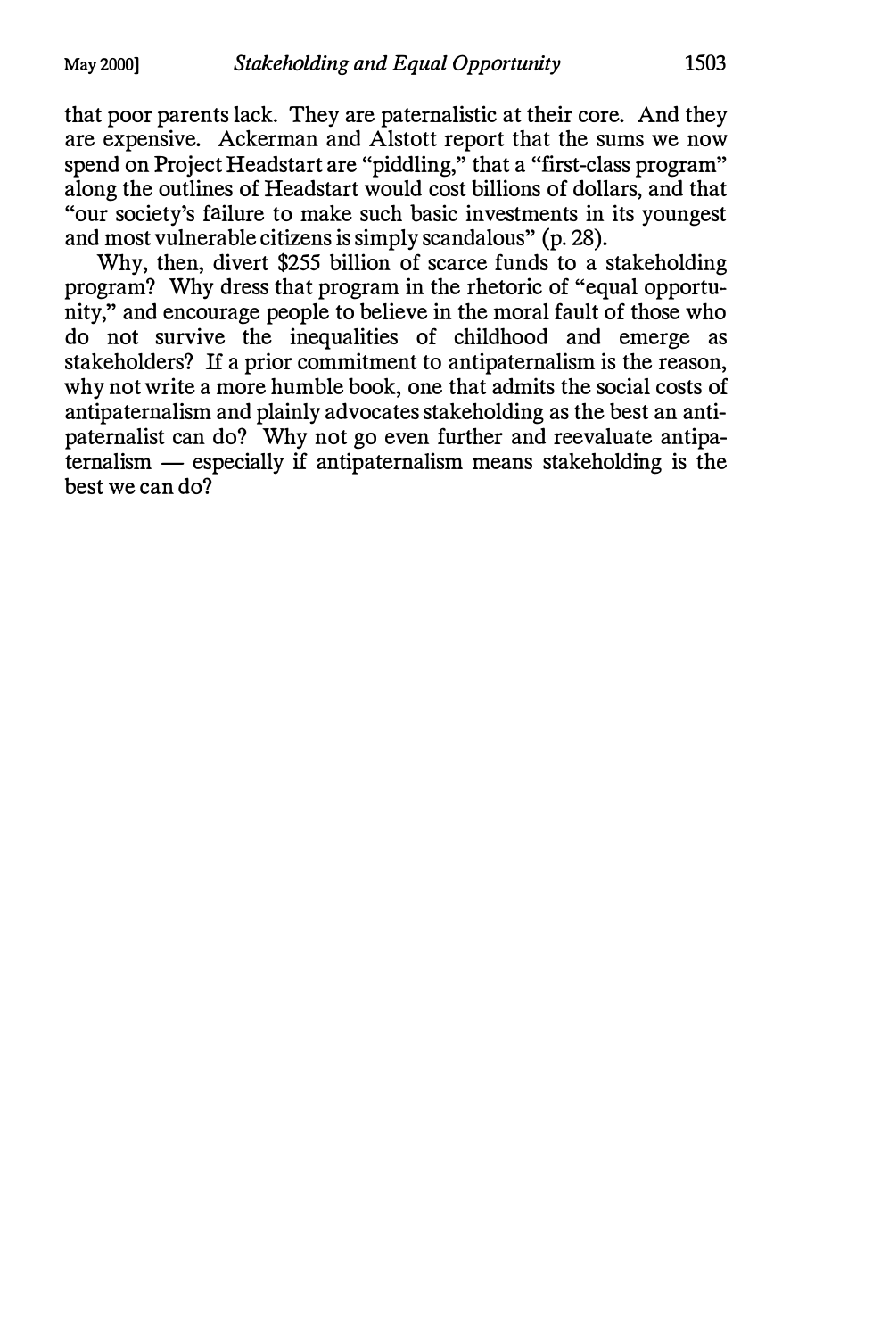that poor parents lack. They are paternalistic at their core. And they are expensive. Ackerman and Alstott report that the sums we now spend on Project Headstart are "piddling," that a "first-class program" along the outlines of Headstart would cost billions of dollars, and that "our society's failure to make such basic investments in its youngest and most vulnerable citizens is simply scandalous" (p. 28).

Why, then, divert $255 billion of scarce funds to a stakeholding program? Why dress that program in the rhetoric of "equal opportunity," and encourage people to believe in the moral fault of those who do not survive the inequalities of childhood and emerge as stakeholders? If a prior commitment to antipaternalism is the reason, why not write a more humble book, one that admits the social costs of antipaternalism and plainly advocates stakeholding as the best an antipaternalist can do? Why not go even further and reevaluate antipaternalism — especially if antipaternalism means stakeholding is the best we can do?